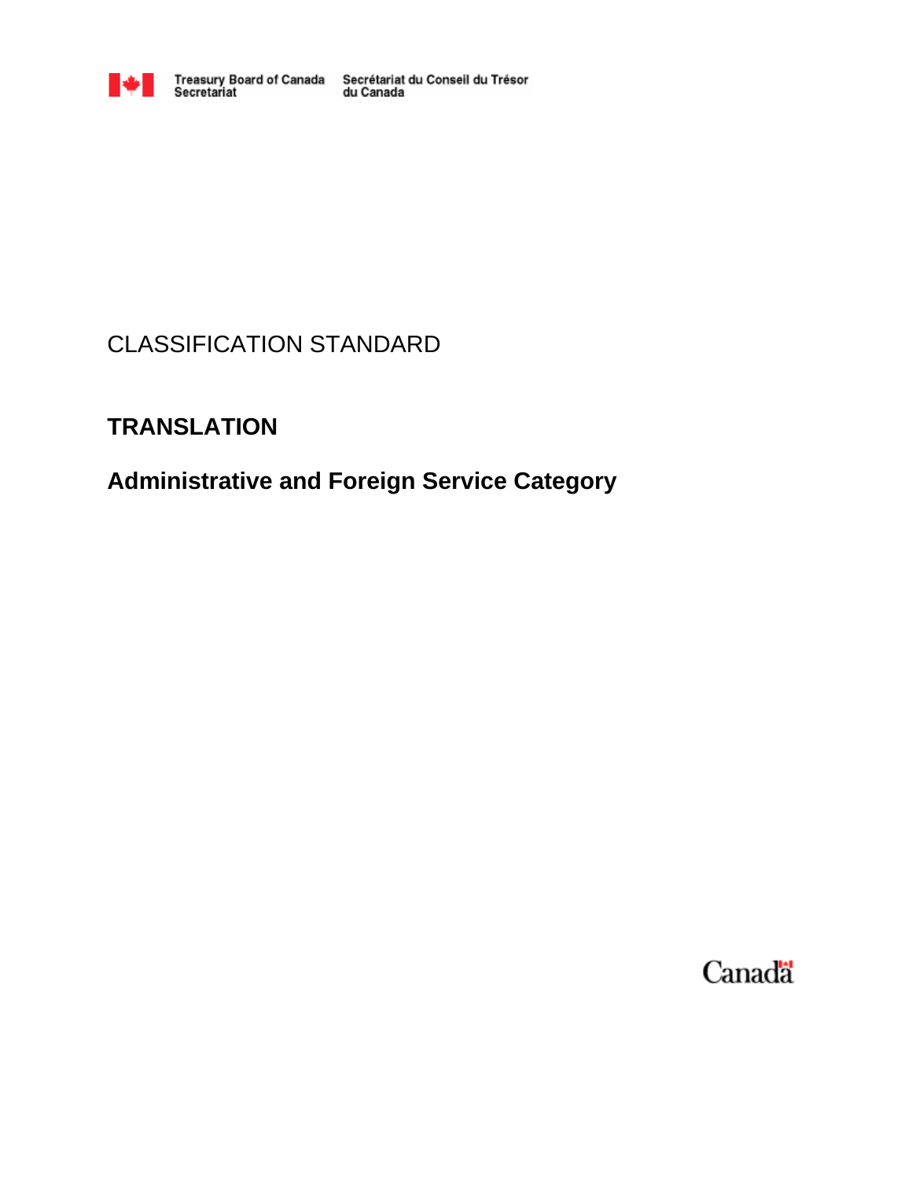Treasury Board of Canada Secretariat — Secrétariat du Conseil du Trésor du Canada

CLASSIFICATION STANDARD

# TRANSLATION

## Administrative and Foreign Service Category

Canada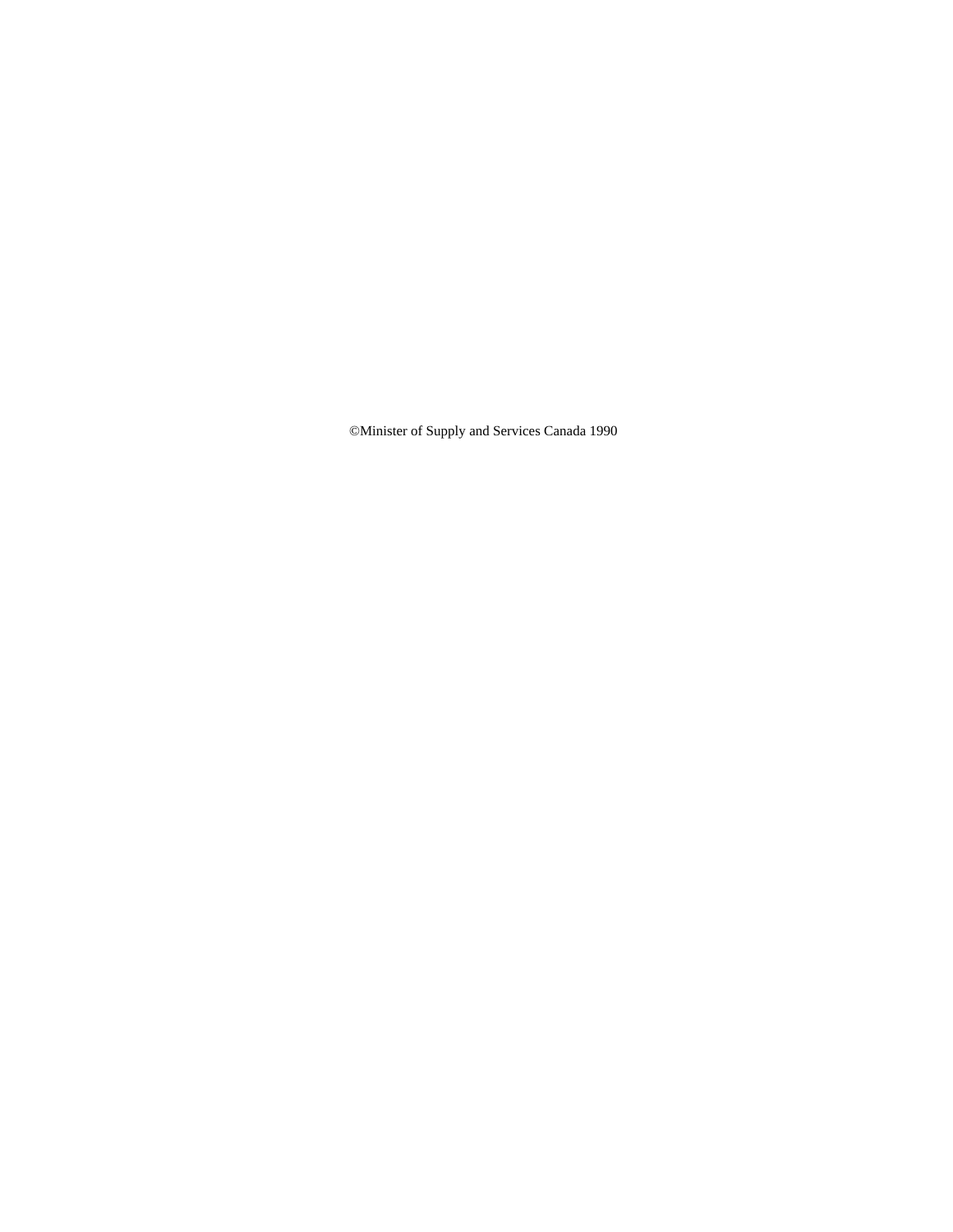©Minister of Supply and Services Canada 1990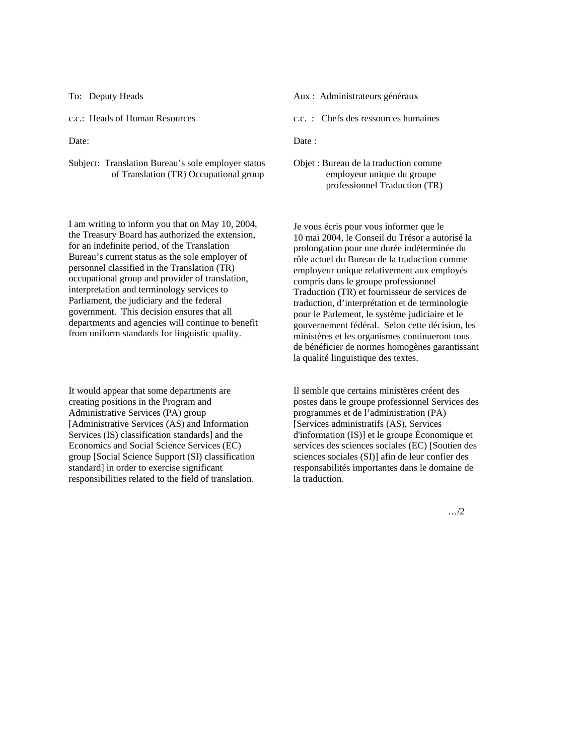To: Deputy Heads

c.c.: Heads of Human Resources

Date:

Subject: Translation Bureau's sole employer status of Translation (TR) Occupational group

I am writing to inform you that on May 10, 2004, the Treasury Board has authorized the extension, for an indefinite period, of the Translation Bureau's current status as the sole employer of personnel classified in the Translation (TR) occupational group and provider of translation, interpretation and terminology services to Parliament, the judiciary and the federal government. This decision ensures that all departments and agencies will continue to benefit from uniform standards for linguistic quality.

It would appear that some departments are creating positions in the Program and Administrative Services (PA) group [Administrative Services (AS) and Information Services (IS) classification standards] and the Economics and Social Science Services (EC) group [Social Science Support (SI) classification standard] in order to exercise significant responsibilities related to the field of translation.

Aux : Administrateurs généraux

c.c. : Chefs des ressources humaines

Date :

Objet : Bureau de la traduction comme employeur unique du groupe professionnel Traduction (TR)

Je vous écris pour vous informer que le 10 mai 2004, le Conseil du Trésor a autorisé la prolongation pour une durée indéterminée du rôle actuel du Bureau de la traduction comme employeur unique relativement aux employés compris dans le groupe professionnel Traduction (TR) et fournisseur de services de traduction, d'interprétation et de terminologie pour le Parlement, le système judiciaire et le gouvernement fédéral. Selon cette décision, les ministères et les organismes continueront tous de bénéficier de normes homogènes garantissant la qualité linguistique des textes.

Il semble que certains ministères créent des postes dans le groupe professionnel Services des programmes et de l'administration (PA) [Services administratifs (AS), Services d'information (IS)] et le groupe Économique et services des sciences sociales (EC) [Soutien des sciences sociales (SI)] afin de leur confier des responsabilités importantes dans le domaine de la traduction.

…/2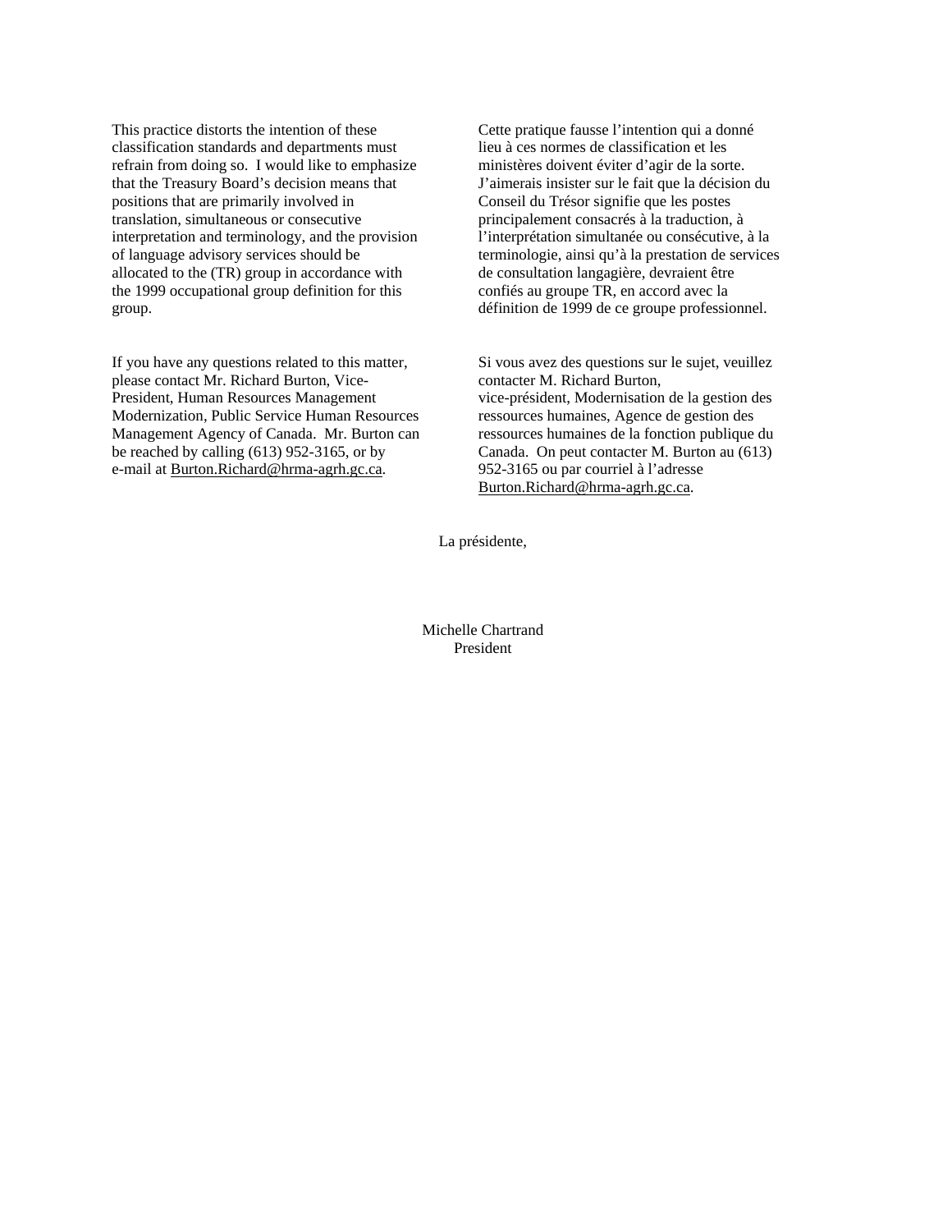This practice distorts the intention of these classification standards and departments must refrain from doing so. I would like to emphasize that the Treasury Board's decision means that positions that are primarily involved in translation, simultaneous or consecutive interpretation and terminology, and the provision of language advisory services should be allocated to the (TR) group in accordance with the 1999 occupational group definition for this group.

If you have any questions related to this matter, please contact Mr. Richard Burton, Vice-President, Human Resources Management Modernization, Public Service Human Resources Management Agency of Canada. Mr. Burton can be reached by calling (613) 952-3165, or by e-mail at Burton.Richard@hrma-agrh.gc.ca.

Cette pratique fausse l'intention qui a donné lieu à ces normes de classification et les ministères doivent éviter d'agir de la sorte. J'aimerais insister sur le fait que la décision du Conseil du Trésor signifie que les postes principalement consacrés à la traduction, à l'interprétation simultanée ou consécutive, à la terminologie, ainsi qu'à la prestation de services de consultation langagière, devraient être confiés au groupe TR, en accord avec la définition de 1999 de ce groupe professionnel.

Si vous avez des questions sur le sujet, veuillez contacter M. Richard Burton, vice-président, Modernisation de la gestion des ressources humaines, Agence de gestion des ressources humaines de la fonction publique du Canada. On peut contacter M. Burton au (613) 952-3165 ou par courriel à l'adresse Burton.Richard@hrma-agrh.gc.ca.

La présidente,

Michelle Chartrand
President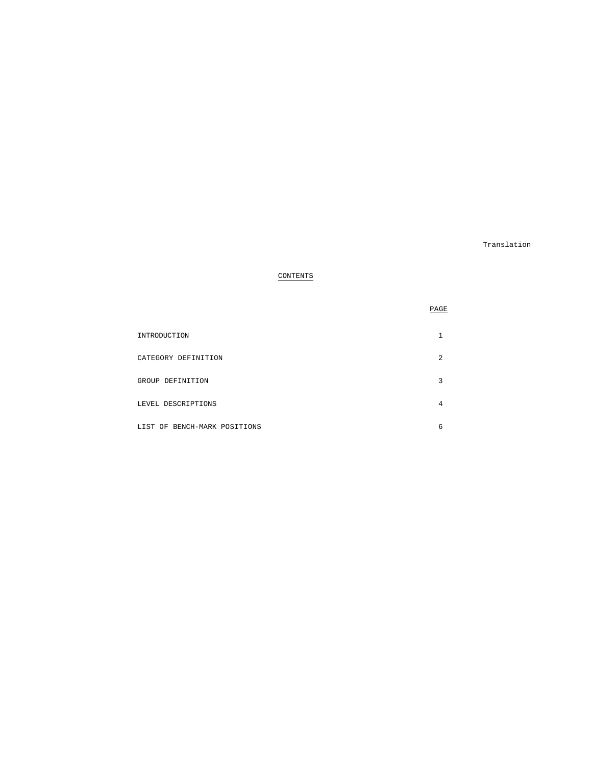Translation

# CONTENTS

| | PAGE |
|---|---|
| INTRODUCTION | 1 |
| CATEGORY DEFINITION | 2 |
| GROUP DEFINITION | 3 |
| LEVEL DESCRIPTIONS | 4 |
| LIST OF BENCH-MARK POSITIONS | 6 |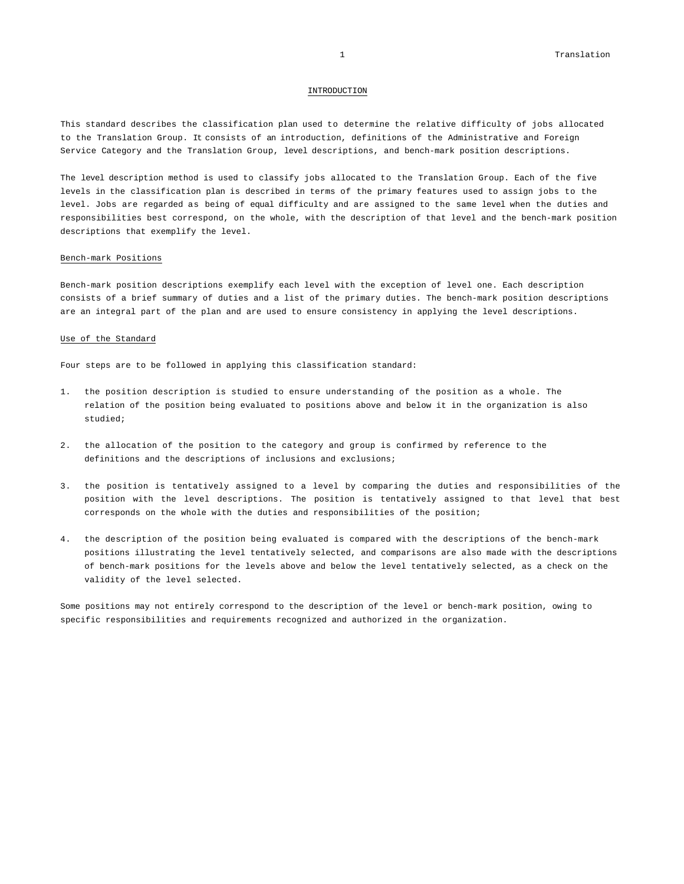# INTRODUCTION

This standard describes the classification plan used to determine the relative difficulty of jobs allocated to the Translation Group. It consists of an introduction, definitions of the Administrative and Foreign Service Category and the Translation Group, level descriptions, and bench-mark position descriptions.

The level description method is used to classify jobs allocated to the Translation Group. Each of the five levels in the classification plan is described in terms of the primary features used to assign jobs to the level. Jobs are regarded as being of equal difficulty and are assigned to the same level when the duties and responsibilities best correspond, on the whole, with the description of that level and the bench-mark position descriptions that exemplify the level.

## Bench-mark Positions

Bench-mark position descriptions exemplify each level with the exception of level one. Each description consists of a brief summary of duties and a list of the primary duties. The bench-mark position descriptions are an integral part of the plan and are used to ensure consistency in applying the level descriptions.

## Use of the Standard

Four steps are to be followed in applying this classification standard:

1. the position description is studied to ensure understanding of the position as a whole. The relation of the position being evaluated to positions above and below it in the organization is also studied;

2. the allocation of the position to the category and group is confirmed by reference to the definitions and the descriptions of inclusions and exclusions;

3. the position is tentatively assigned to a level by comparing the duties and responsibilities of the position with the level descriptions. The position is tentatively assigned to that level that best corresponds on the whole with the duties and responsibilities of the position;

4. the description of the position being evaluated is compared with the descriptions of the bench-mark positions illustrating the level tentatively selected, and comparisons are also made with the descriptions of bench-mark positions for the levels above and below the level tentatively selected, as a check on the validity of the level selected.

Some positions may not entirely correspond to the description of the level or bench-mark position, owing to specific responsibilities and requirements recognized and authorized in the organization.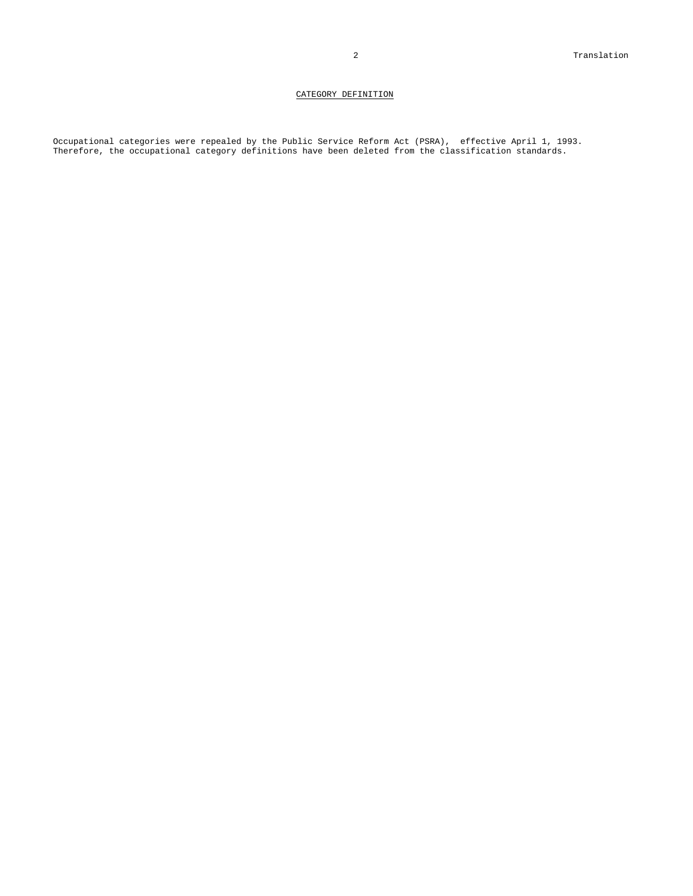## CATEGORY DEFINITION

Occupational categories were repealed by the Public Service Reform Act (PSRA), effective April 1, 1993. Therefore, the occupational category definitions have been deleted from the classification standards.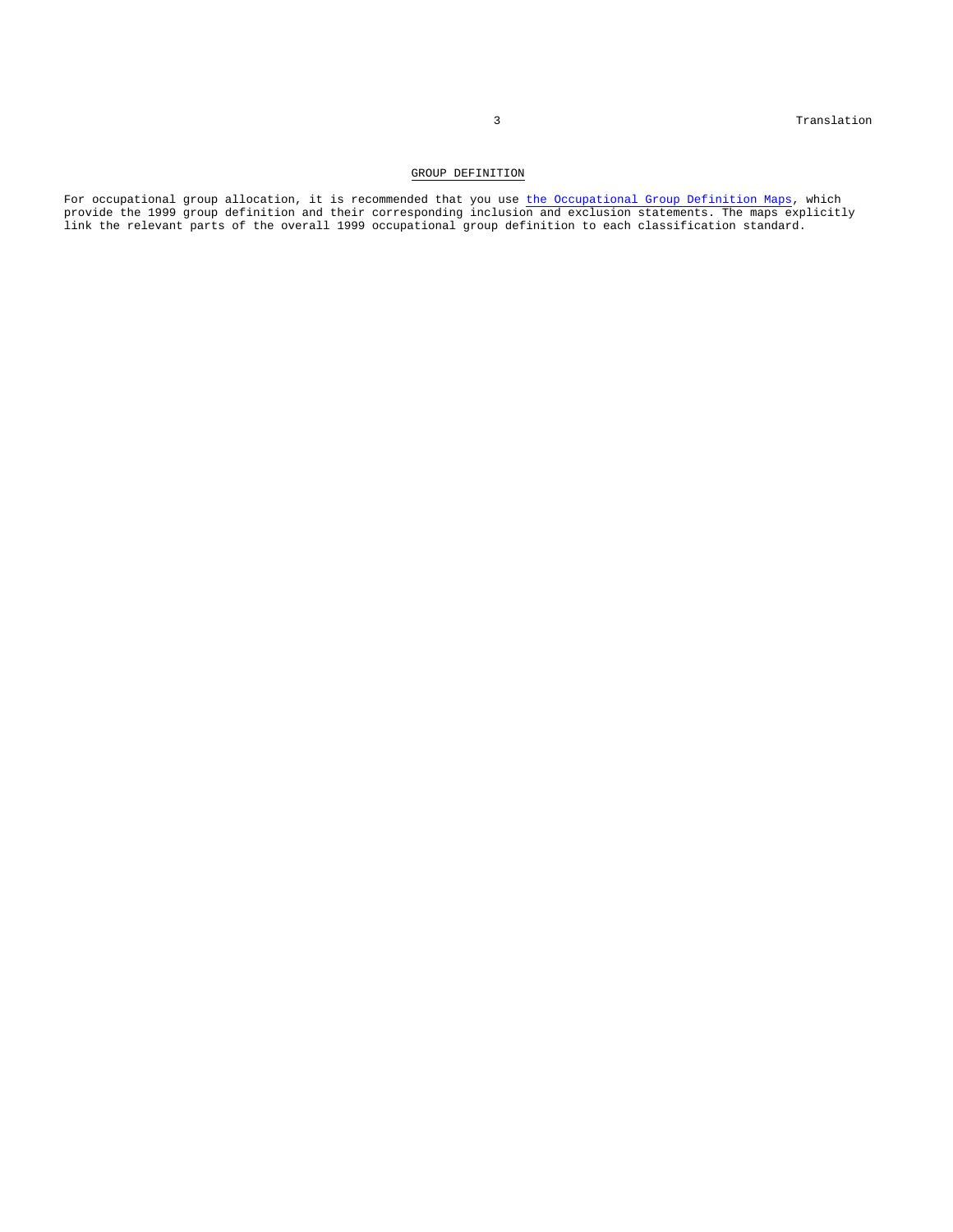## GROUP DEFINITION

For occupational group allocation, it is recommended that you use the Occupational Group Definition Maps, which provide the 1999 group definition and their corresponding inclusion and exclusion statements. The maps explicitly link the relevant parts of the overall 1999 occupational group definition to each classification standard.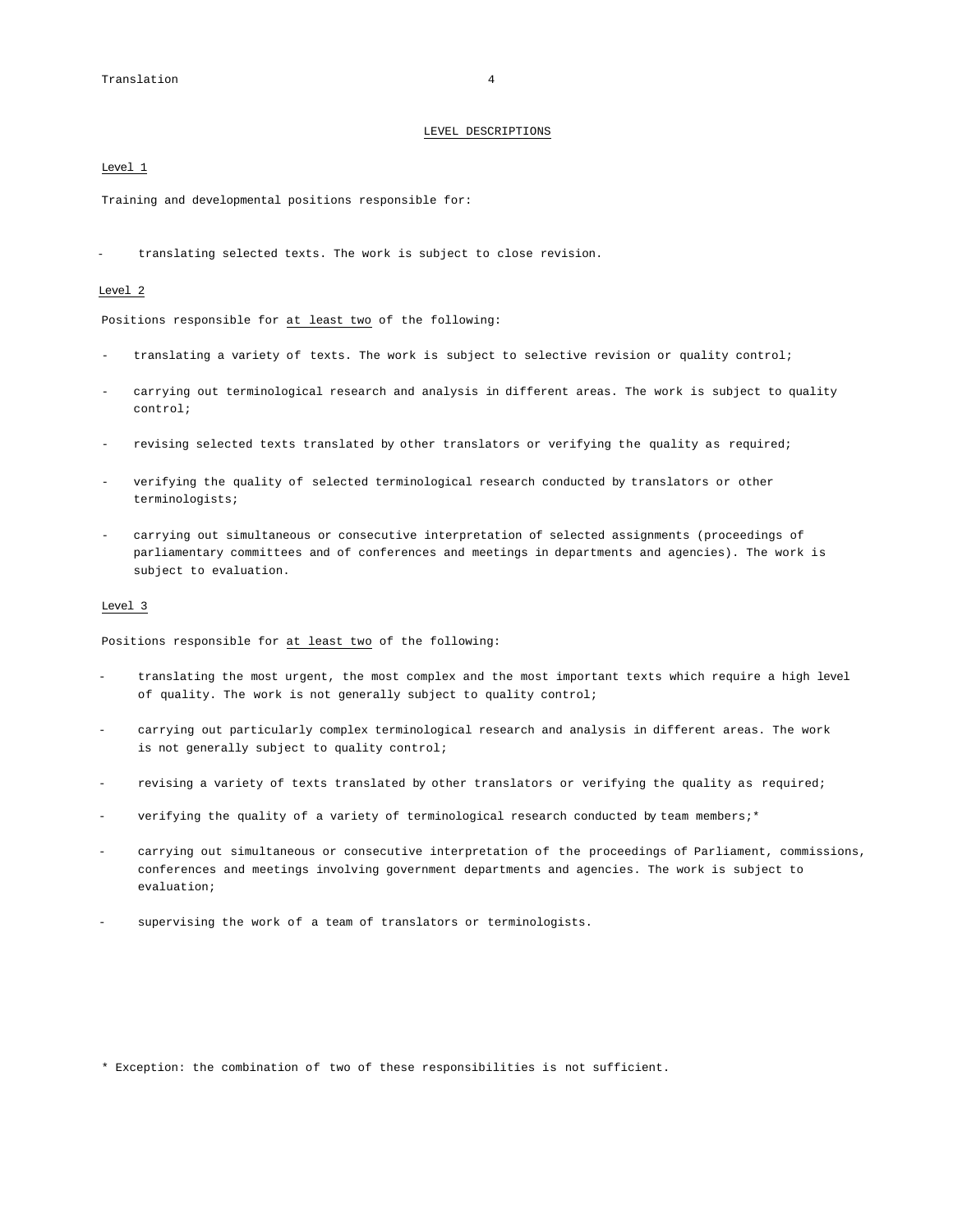## LEVEL DESCRIPTIONS

### Level 1

Training and developmental positions responsible for:

- translating selected texts. The work is subject to close revision.

### Level 2

Positions responsible for at least two of the following:

- translating a variety of texts. The work is subject to selective revision or quality control;
- carrying out terminological research and analysis in different areas. The work is subject to quality control;
- revising selected texts translated by other translators or verifying the quality as required;
- verifying the quality of selected terminological research conducted by translators or other terminologists;
- carrying out simultaneous or consecutive interpretation of selected assignments (proceedings of parliamentary committees and of conferences and meetings in departments and agencies). The work is subject to evaluation.

### Level 3

Positions responsible for at least two of the following:

- translating the most urgent, the most complex and the most important texts which require a high level of quality. The work is not generally subject to quality control;
- carrying out particularly complex terminological research and analysis in different areas. The work is not generally subject to quality control;
- revising a variety of texts translated by other translators or verifying the quality as required;
- verifying the quality of a variety of terminological research conducted by team members;*
- carrying out simultaneous or consecutive interpretation of the proceedings of Parliament, commissions, conferences and meetings involving government departments and agencies. The work is subject to evaluation;
- supervising the work of a team of translators or terminologists.

\* Exception: the combination of two of these responsibilities is not sufficient.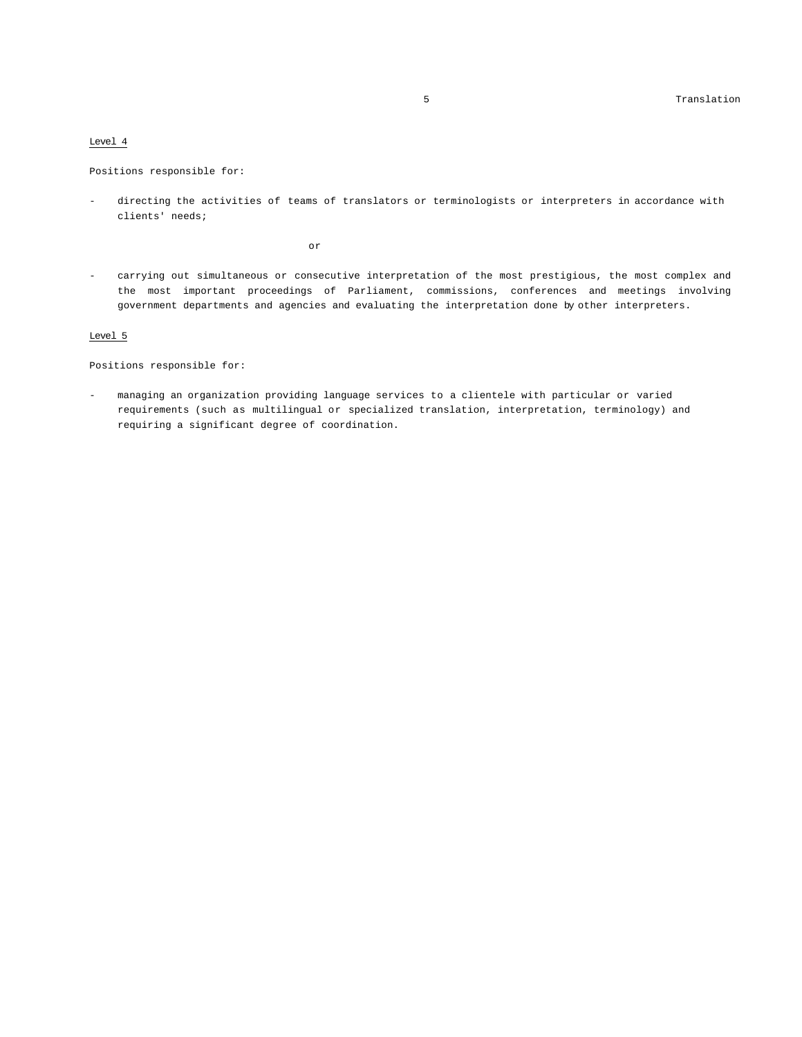Level 4

Positions responsible for:

- directing the activities of teams of translators or terminologists or interpreters in accordance with clients' needs;

or

- carrying out simultaneous or consecutive interpretation of the most prestigious, the most complex and the most important proceedings of Parliament, commissions, conferences and meetings involving government departments and agencies and evaluating the interpretation done by other interpreters.

Level 5

Positions responsible for:

- managing an organization providing language services to a clientele with particular or varied requirements (such as multilingual or specialized translation, interpretation, terminology) and requiring a significant degree of coordination.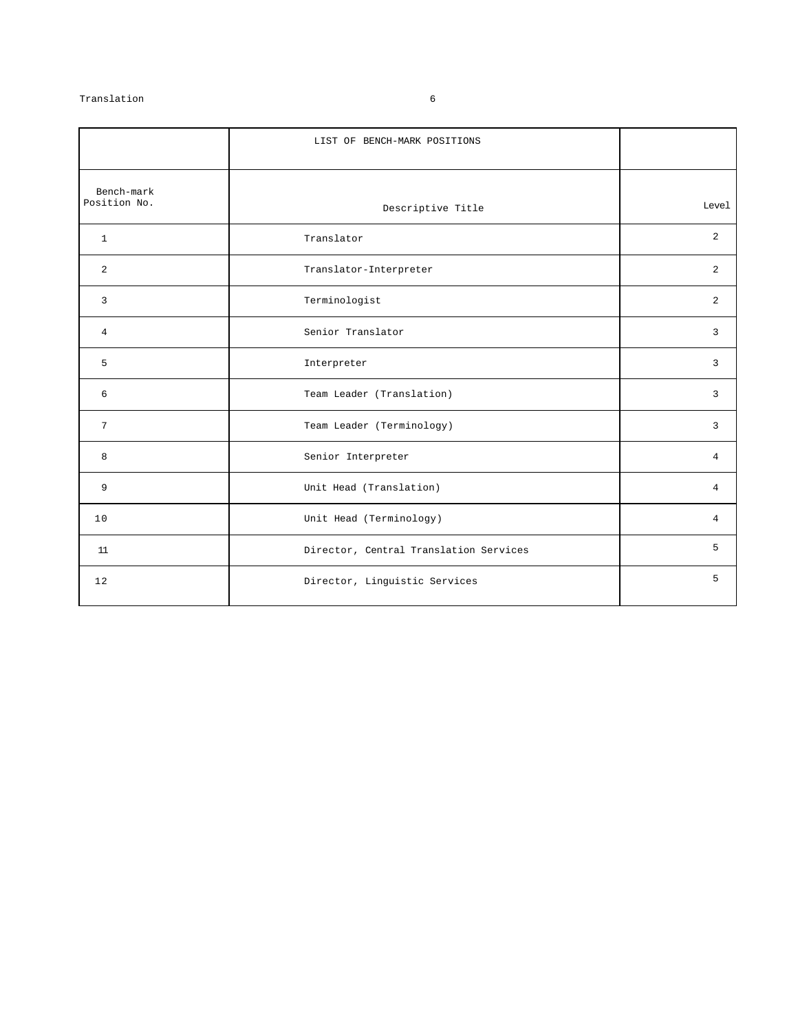| | LIST OF BENCH-MARK POSITIONS | |
|---|---|---|
| Bench-mark Position No. | Descriptive Title | Level |
| 1 | Translator | 2 |
| 2 | Translator-Interpreter | 2 |
| 3 | Terminologist | 2 |
| 4 | Senior Translator | 3 |
| 5 | Interpreter | 3 |
| 6 | Team Leader (Translation) | 3 |
| 7 | Team Leader (Terminology) | 3 |
| 8 | Senior Interpreter | 4 |
| 9 | Unit Head (Translation) | 4 |
| 10 | Unit Head (Terminology) | 4 |
| 11 | Director, Central Translation Services | 5 |
| 12 | Director, Linguistic Services | 5 |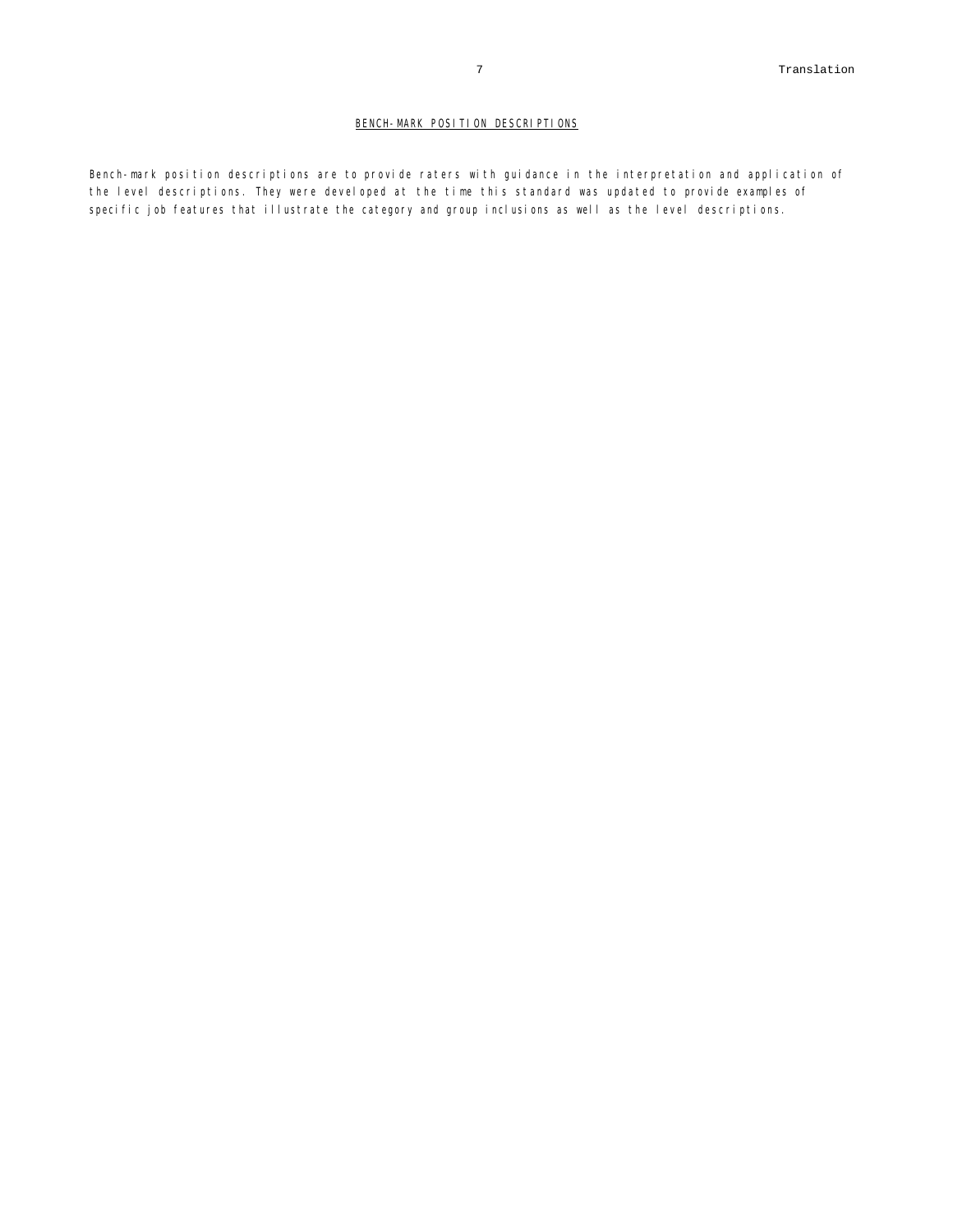## BENCH-MARK POSITION DESCRIPTIONS

Bench-mark position descriptions are to provide raters with guidance in the interpretation and application of the level descriptions. They were developed at the time this standard was updated to provide examples of specific job features that illustrate the category and group inclusions as well as the level descriptions.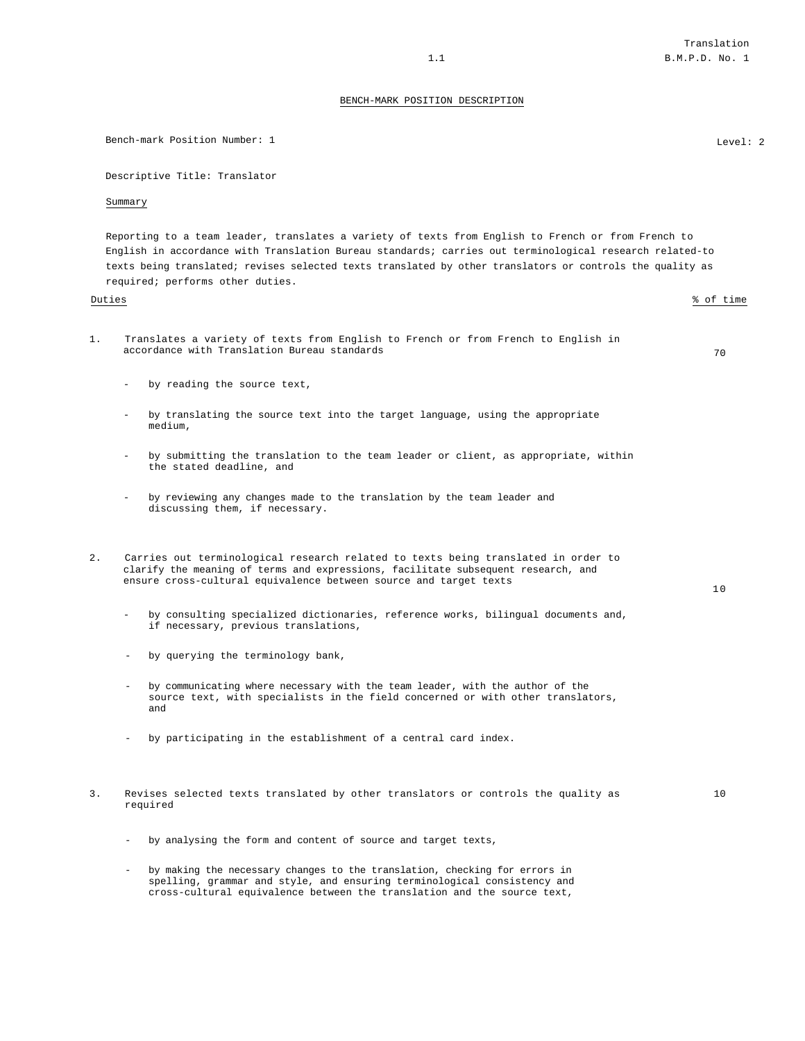## BENCH-MARK POSITION DESCRIPTION

Bench-mark Position Number: 1 Level: 2

Descriptive Title: Translator

Summary

Reporting to a team leader, translates a variety of texts from English to French or from French to English in accordance with Translation Bureau standards; carries out terminological research related-to texts being translated; revises selected texts translated by other translators or controls the quality as required; performs other duties.

| Duties | % of time |
|---|---|
| 1. Translates a variety of texts from English to French or from French to English in accordance with Translation Bureau standards | 70 |
| - by reading the source text, | |
| - by translating the source text into the target language, using the appropriate medium, | |
| - by submitting the translation to the team leader or client, as appropriate, within the stated deadline, and | |
| - by reviewing any changes made to the translation by the team leader and discussing them, if necessary. | |
| 2. Carries out terminological research related to texts being translated in order to clarify the meaning of terms and expressions, facilitate subsequent research, and ensure cross-cultural equivalence between source and target texts | 10 |
| - by consulting specialized dictionaries, reference works, bilingual documents and, if necessary, previous translations, | |
| - by querying the terminology bank, | |
| - by communicating where necessary with the team leader, with the author of the source text, with specialists in the field concerned or with other translators, and | |
| - by participating in the establishment of a central card index. | |
| 3. Revises selected texts translated by other translators or controls the quality as required | 10 |
| - by analysing the form and content of source and target texts, | |
| - by making the necessary changes to the translation, checking for errors in spelling, grammar and style, and ensuring terminological consistency and cross-cultural equivalence between the translation and the source text, | |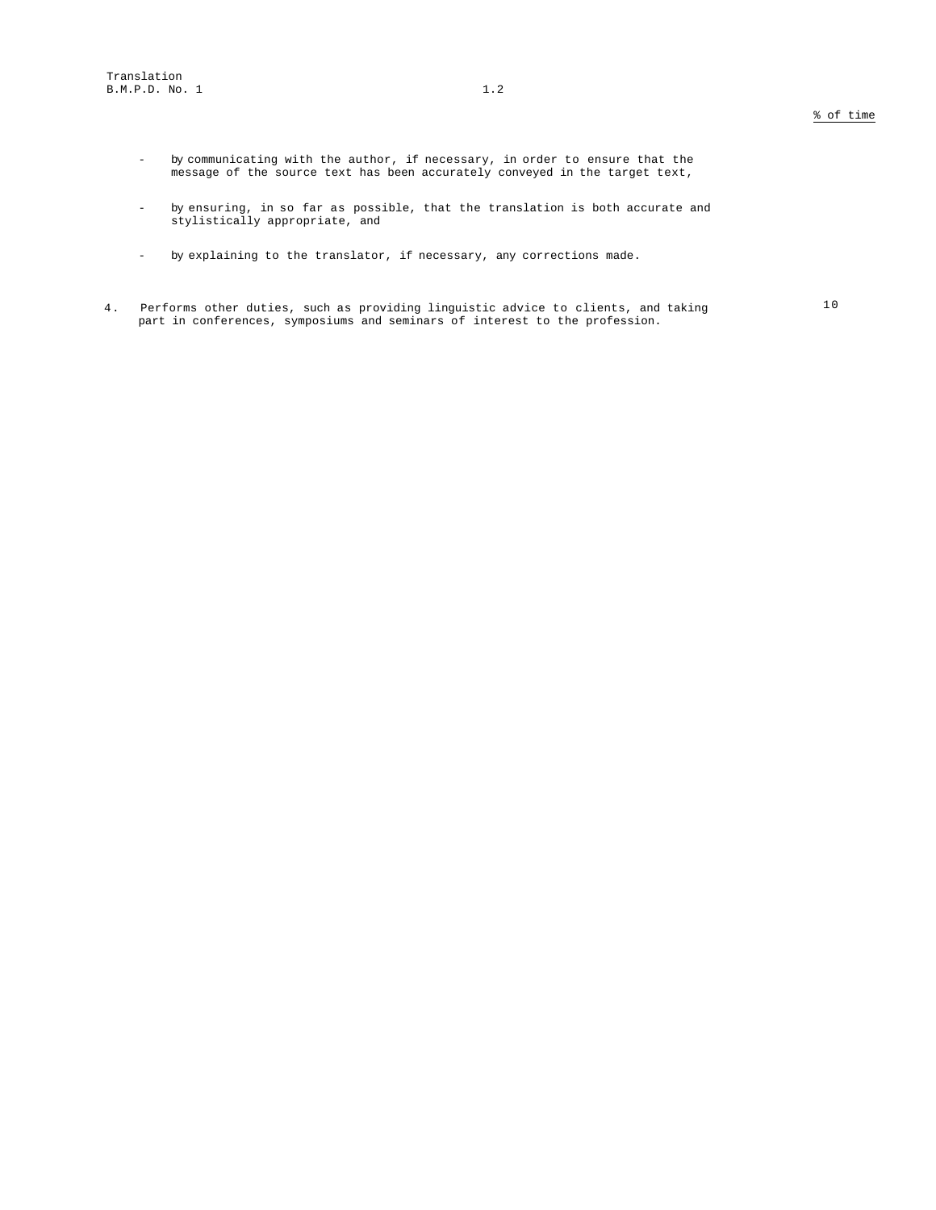% of time

- by communicating with the author, if necessary, in order to ensure that the message of the source text has been accurately conveyed in the target text,

- by ensuring, in so far as possible, that the translation is both accurate and stylistically appropriate, and

- by explaining to the translator, if necessary, any corrections made.

4. Performs other duties, such as providing linguistic advice to clients, and taking part in conferences, symposiums and seminars of interest to the profession. — 10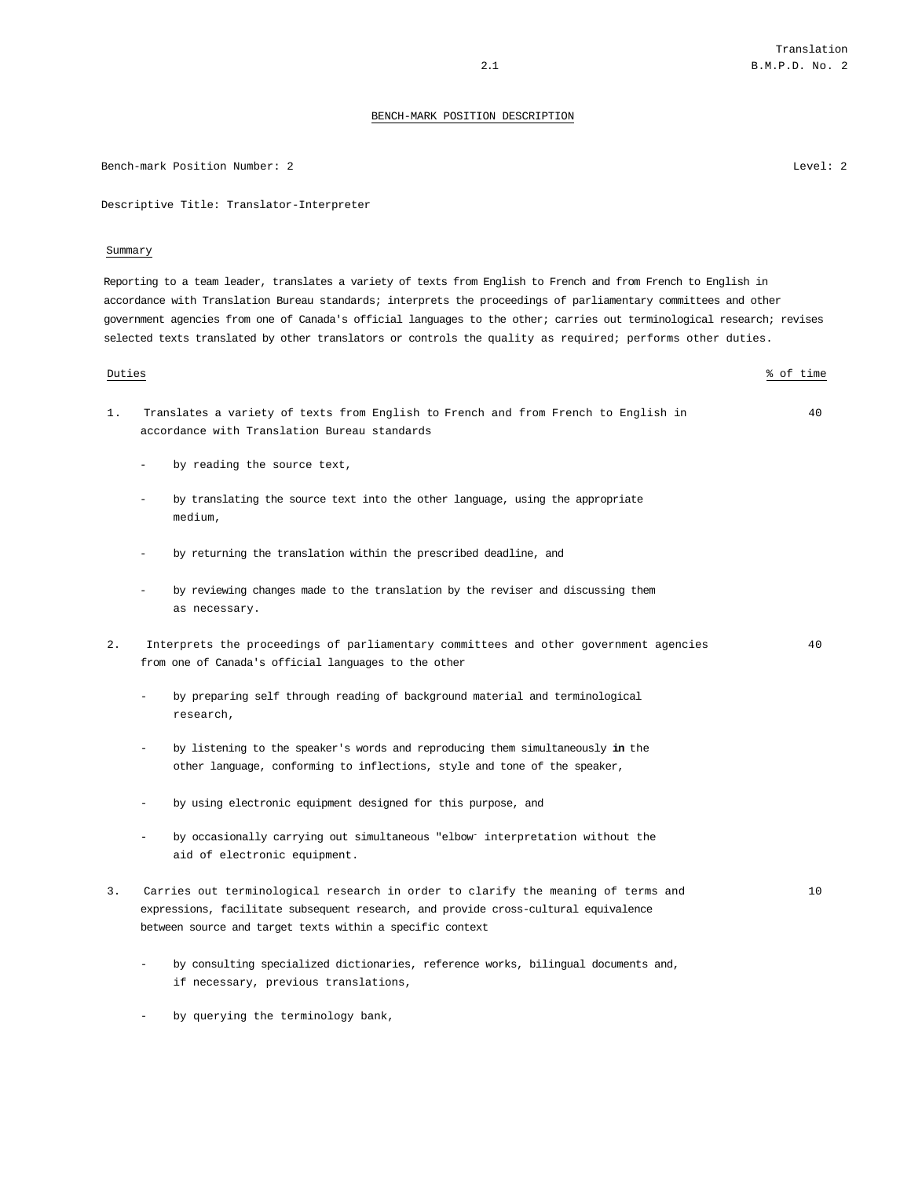## BENCH-MARK POSITION DESCRIPTION

Bench-mark Position Number: 2 Level: 2

Descriptive Title: Translator-Interpreter

### Summary

Reporting to a team leader, translates a variety of texts from English to French and from French to English in accordance with Translation Bureau standards; interprets the proceedings of parliamentary committees and other government agencies from one of Canada's official languages to the other; carries out terminological research; revises selected texts translated by other translators or controls the quality as required; performs other duties.

| Duties | % of time |
|---|---|
| 1. Translates a variety of texts from English to French and from French to English in accordance with Translation Bureau standards | 40 |
| 2. Interprets the proceedings of parliamentary committees and other government agencies from one of Canada's official languages to the other | 40 |
| 3. Carries out terminological research in order to clarify the meaning of terms and expressions, facilitate subsequent research, and provide cross-cultural equivalence between source and target texts within a specific context | 10 |

1. Translates a variety of texts from English to French and from French to English in accordance with Translation Bureau standards — 40
   - by reading the source text,
   - by translating the source text into the other language, using the appropriate medium,
   - by returning the translation within the prescribed deadline, and
   - by reviewing changes made to the translation by the reviser and discussing them as necessary.

2. Interprets the proceedings of parliamentary committees and other government agencies from one of Canada's official languages to the other — 40
   - by preparing self through reading of background material and terminological research,
   - by listening to the speaker's words and reproducing them simultaneously **in** the other language, conforming to inflections, style and tone of the speaker,
   - by using electronic equipment designed for this purpose, and
   - by occasionally carrying out simultaneous "elbow" interpretation without the aid of electronic equipment.

3. Carries out terminological research in order to clarify the meaning of terms and expressions, facilitate subsequent research, and provide cross-cultural equivalence between source and target texts within a specific context — 10
   - by consulting specialized dictionaries, reference works, bilingual documents and, if necessary, previous translations,
   - by querying the terminology bank,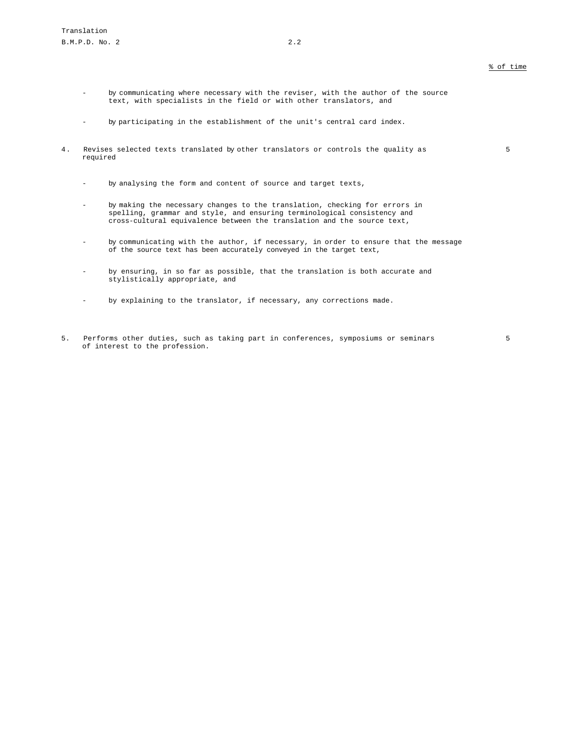% of time

- by communicating where necessary with the reviser, with the author of the source text, with specialists in the field or with other translators, and

- by participating in the establishment of the unit's central card index.

4. Revises selected texts translated by other translators or controls the quality as required — 5

- by analysing the form and content of source and target texts,

- by making the necessary changes to the translation, checking for errors in spelling, grammar and style, and ensuring terminological consistency and cross-cultural equivalence between the translation and the source text,

- by communicating with the author, if necessary, in order to ensure that the message of the source text has been accurately conveyed in the target text,

- by ensuring, in so far as possible, that the translation is both accurate and stylistically appropriate, and

- by explaining to the translator, if necessary, any corrections made.

5. Performs other duties, such as taking part in conferences, symposiums or seminars of interest to the profession. — 5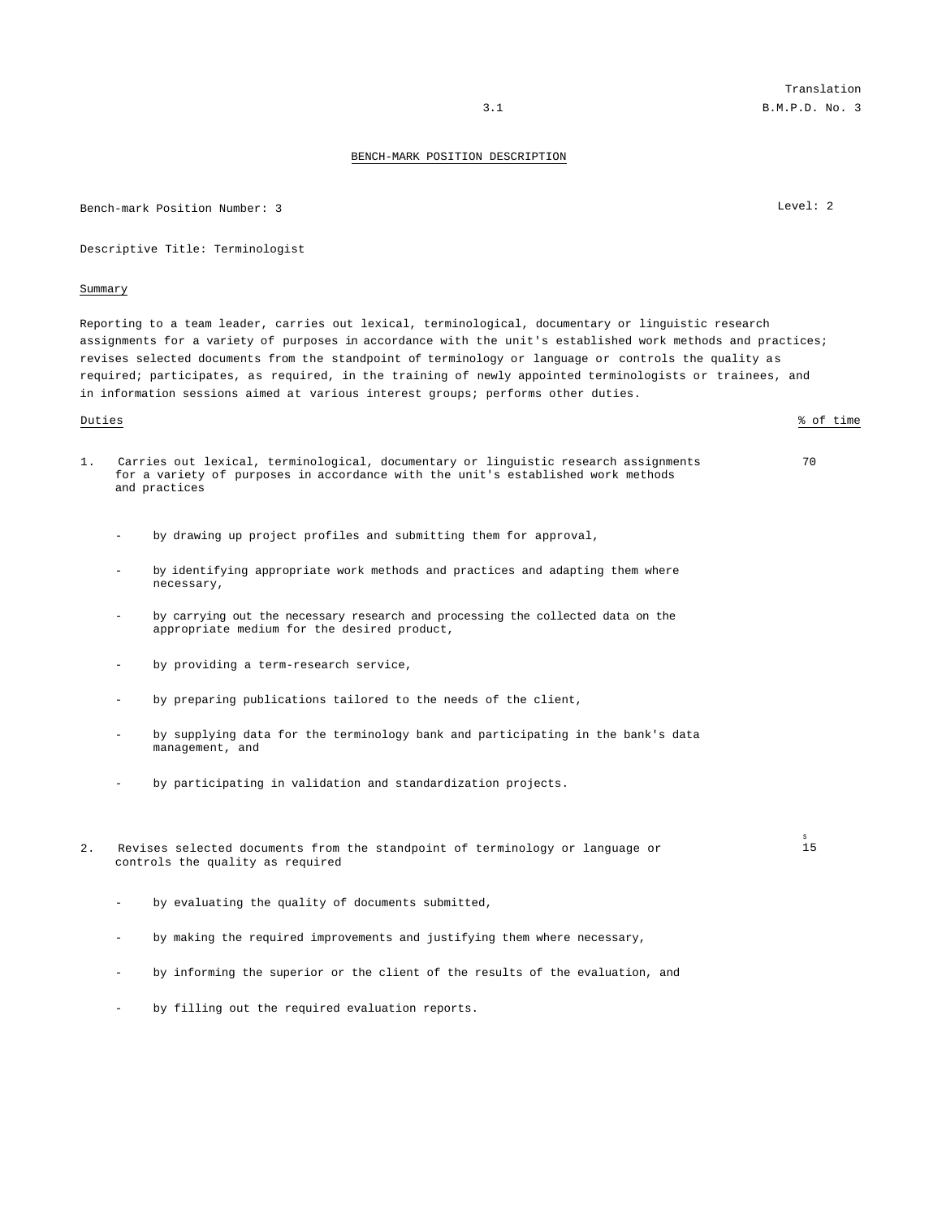Translation
B.M.P.D. No. 3

## BENCH-MARK POSITION DESCRIPTION

Bench-mark Position Number: 3

Level: 2

Descriptive Title: Terminologist

### Summary

Reporting to a team leader, carries out lexical, terminological, documentary or linguistic research assignments for a variety of purposes in accordance with the unit's established work methods and practices; revises selected documents from the standpoint of terminology or language or controls the quality as required; participates, as required, in the training of newly appointed terminologists or trainees, and in information sessions aimed at various interest groups; performs other duties.

| Duties | % of time |
|---|---|
| 1. Carries out lexical, terminological, documentary or linguistic research assignments for a variety of purposes in accordance with the unit's established work methods and practices | 70 |

- by drawing up project profiles and submitting them for approval,
- by identifying appropriate work methods and practices and adapting them where necessary,
- by carrying out the necessary research and processing the collected data on the appropriate medium for the desired product,
- by providing a term-research service,
- by preparing publications tailored to the needs of the client,
- by supplying data for the terminology bank and participating in the bank's data management, and
- by participating in validation and standardization projects.

| Duties | % of time |
|---|---|
| 2. Revises selected documents from the standpoint of terminology or language or controls the quality as required | 15 |

- by evaluating the quality of documents submitted,
- by making the required improvements and justifying them where necessary,
- by informing the superior or the client of the results of the evaluation, and
- by filling out the required evaluation reports.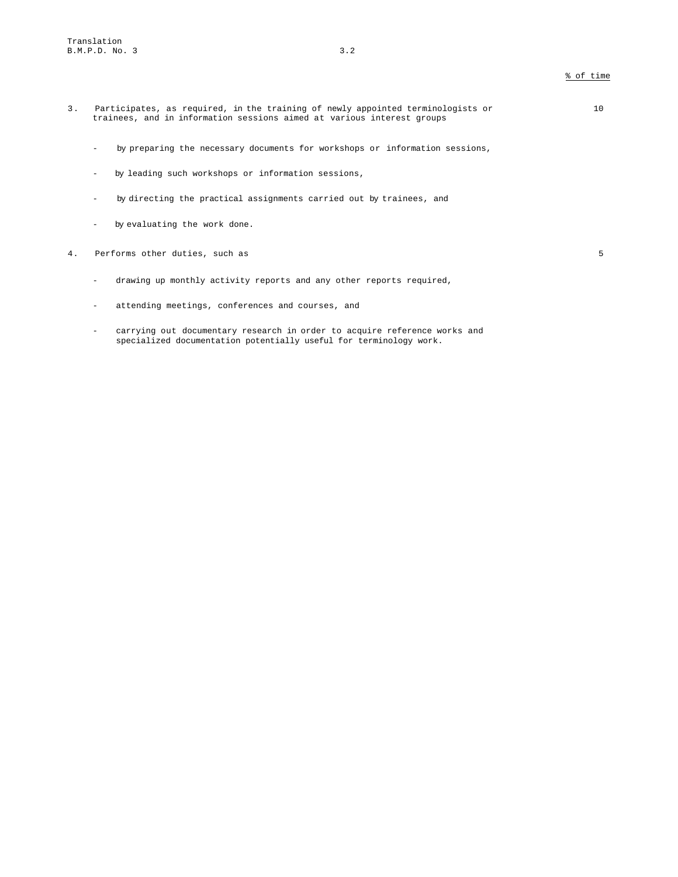% of time

3. Participates, as required, in the training of newly appointed terminologists or trainees, and in information sessions aimed at various interest groups — 10

   - by preparing the necessary documents for workshops or information sessions,
   - by leading such workshops or information sessions,
   - by directing the practical assignments carried out by trainees, and
   - by evaluating the work done.

4. Performs other duties, such as — 5

   - drawing up monthly activity reports and any other reports required,
   - attending meetings, conferences and courses, and
   - carrying out documentary research in order to acquire reference works and specialized documentation potentially useful for terminology work.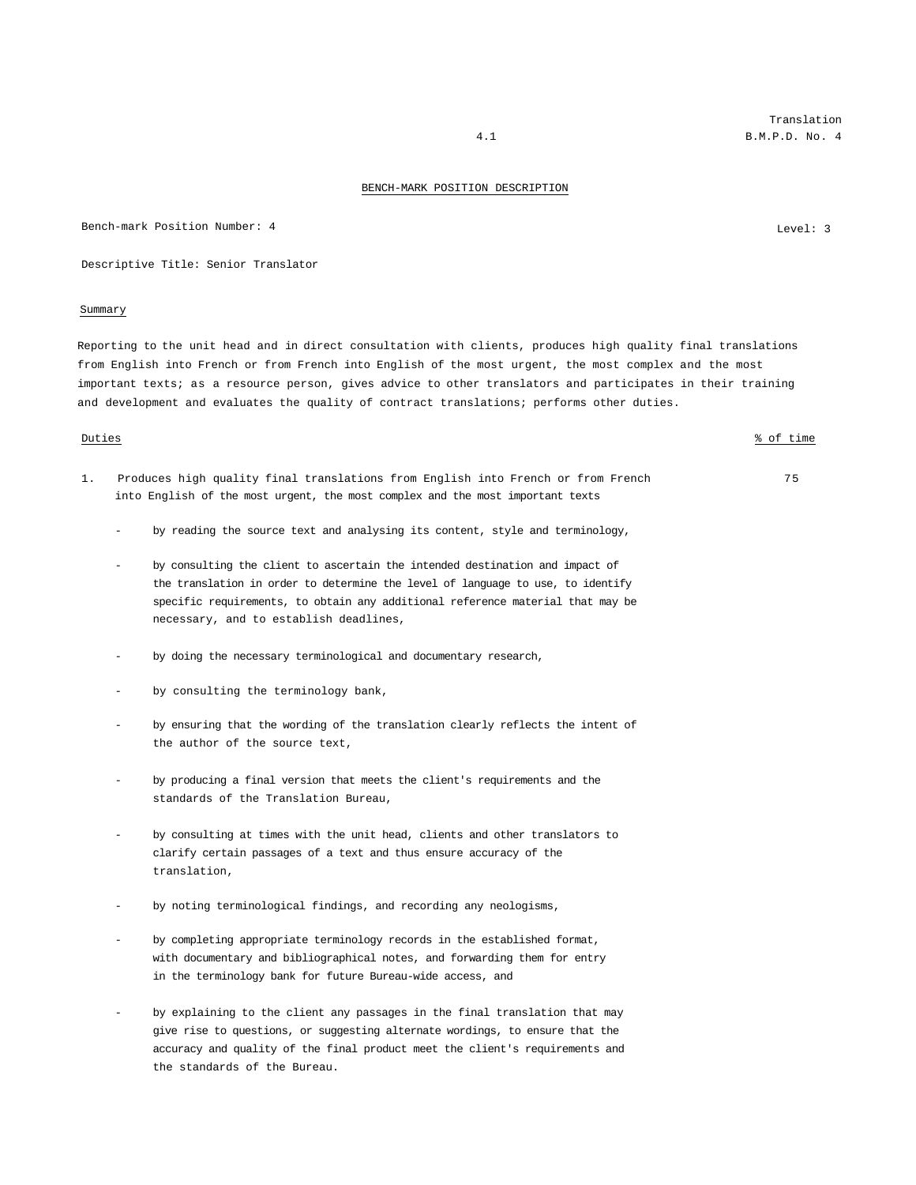## BENCH-MARK POSITION DESCRIPTION

Bench-mark Position Number: 4

Level: 3

Descriptive Title: Senior Translator

### Summary

Reporting to the unit head and in direct consultation with clients, produces high quality final translations from English into French or from French into English of the most urgent, the most complex and the most important texts; as a resource person, gives advice to other translators and participates in their training and development and evaluates the quality of contract translations; performs other duties.

| Duties | % of time |
| --- | --- |
| 1. Produces high quality final translations from English into French or from French into English of the most urgent, the most complex and the most important texts | 75 |

- by reading the source text and analysing its content, style and terminology,
- by consulting the client to ascertain the intended destination and impact of the translation in order to determine the level of language to use, to identify specific requirements, to obtain any additional reference material that may be necessary, and to establish deadlines,
- by doing the necessary terminological and documentary research,
- by consulting the terminology bank,
- by ensuring that the wording of the translation clearly reflects the intent of the author of the source text,
- by producing a final version that meets the client's requirements and the standards of the Translation Bureau,
- by consulting at times with the unit head, clients and other translators to clarify certain passages of a text and thus ensure accuracy of the translation,
- by noting terminological findings, and recording any neologisms,
- by completing appropriate terminology records in the established format, with documentary and bibliographical notes, and forwarding them for entry in the terminology bank for future Bureau-wide access, and
- by explaining to the client any passages in the final translation that may give rise to questions, or suggesting alternate wordings, to ensure that the accuracy and quality of the final product meet the client's requirements and the standards of the Bureau.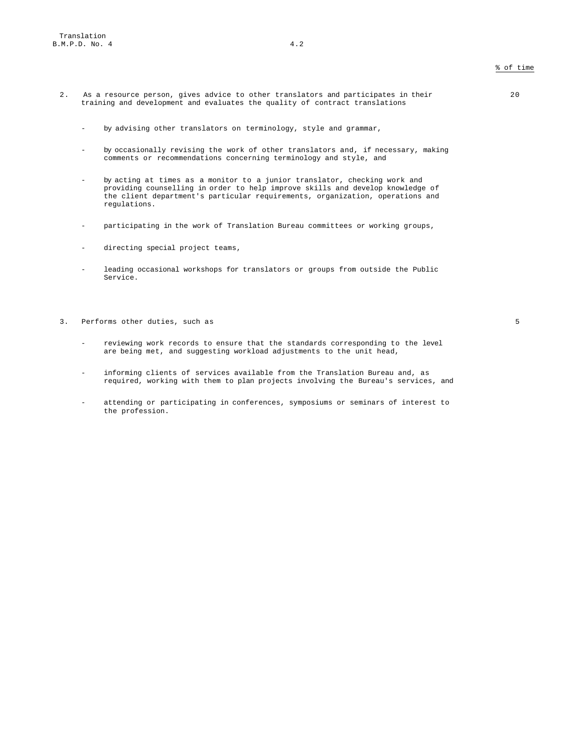% of time

2. As a resource person, gives advice to other translators and participates in their training and development and evaluates the quality of contract translations — 20

   - by advising other translators on terminology, style and grammar,
   - by occasionally revising the work of other translators and, if necessary, making comments or recommendations concerning terminology and style, and
   - by acting at times as a monitor to a junior translator, checking work and providing counselling in order to help improve skills and develop knowledge of the client department's particular requirements, organization, operations and regulations.
   - participating in the work of Translation Bureau committees or working groups,
   - directing special project teams,
   - leading occasional workshops for translators or groups from outside the Public Service.

3. Performs other duties, such as — 5

   - reviewing work records to ensure that the standards corresponding to the level are being met, and suggesting workload adjustments to the unit head,
   - informing clients of services available from the Translation Bureau and, as required, working with them to plan projects involving the Bureau's services, and
   - attending or participating in conferences, symposiums or seminars of interest to the profession.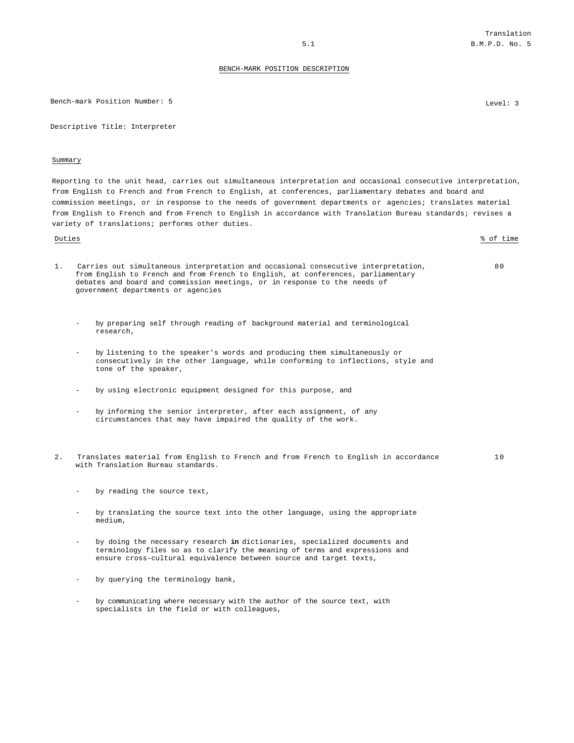BENCH-MARK POSITION DESCRIPTION

Bench-mark Position Number: 5

Level: 3

Descriptive Title: Interpreter

Summary

Reporting to the unit head, carries out simultaneous interpretation and occasional consecutive interpretation, from English to French and from French to English, at conferences, parliamentary debates and board and commission meetings, or in response to the needs of government departments or agencies; translates material from English to French and from French to English in accordance with Translation Bureau standards; revises a variety of translations; performs other duties.

| Duties | % of time |
|---|---|
| 1. Carries out simultaneous interpretation and occasional consecutive interpretation, from English to French and from French to English, at conferences, parliamentary debates and board and commission meetings, or in response to the needs of government departments or agencies | 80 |

- by preparing self through reading of background material and terminological research,
- by listening to the speaker's words and producing them simultaneously or consecutively in the other language, while conforming to inflections, style and tone of the speaker,
- by using electronic equipment designed for this purpose, and
- by informing the senior interpreter, after each assignment, of any circumstances that may have impaired the quality of the work.

| | |
|---|---|
| 2. Translates material from English to French and from French to English in accordance with Translation Bureau standards. | 10 |

- by reading the source text,
- by translating the source text into the other language, using the appropriate medium,
- by doing the necessary research **in** dictionaries, specialized documents and terminology files so as to clarify the meaning of terms and expressions and ensure cross-cultural equivalence between source and target texts,
- by querying the terminology bank,
- by communicating where necessary with the author of the source text, with specialists in the field or with colleagues,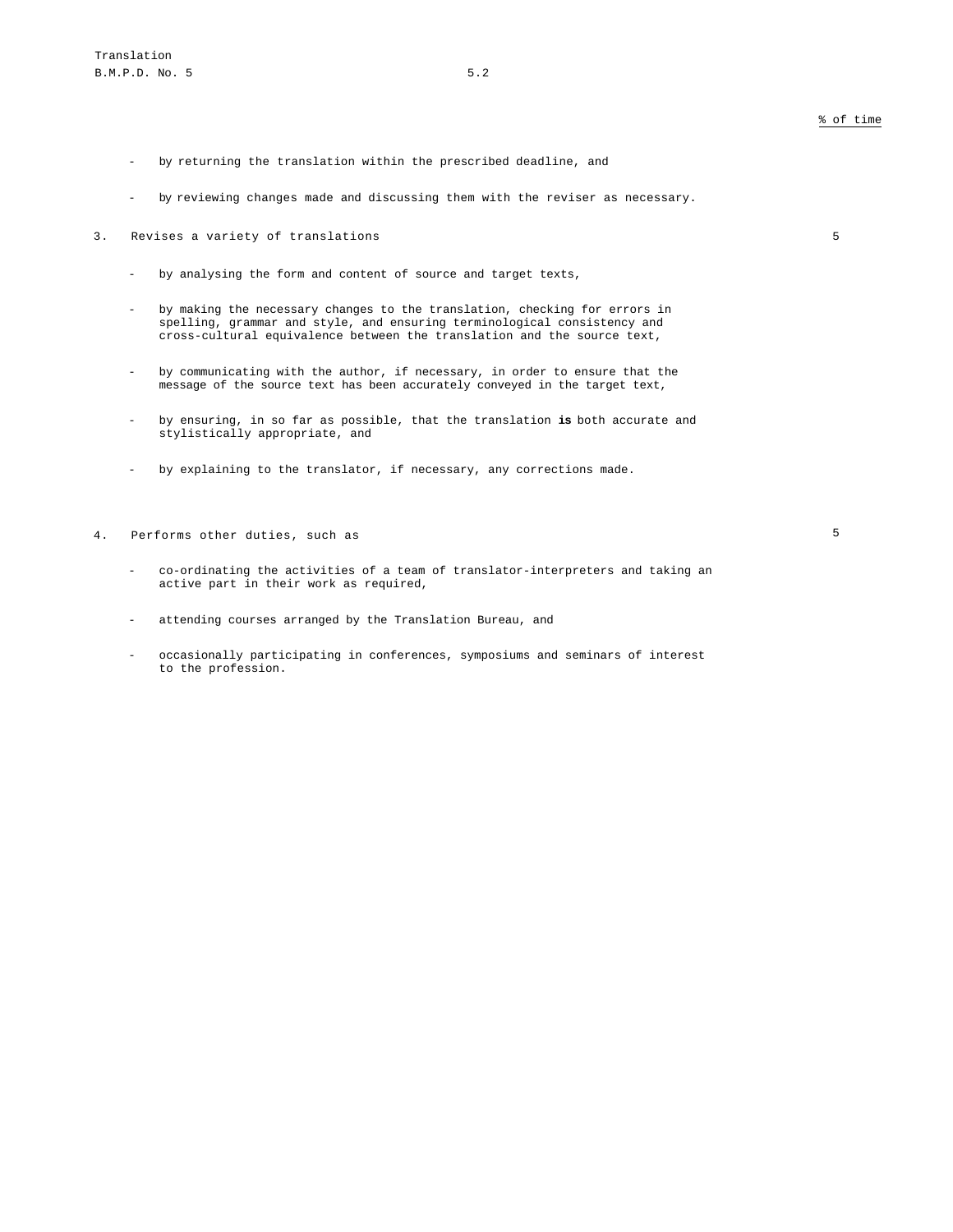% of time

- by returning the translation within the prescribed deadline, and

- by reviewing changes made and discussing them with the reviser as necessary.

3. Revises a variety of translations — 5

- by analysing the form and content of source and target texts,

- by making the necessary changes to the translation, checking for errors in spelling, grammar and style, and ensuring terminological consistency and cross-cultural equivalence between the translation and the source text,

- by communicating with the author, if necessary, in order to ensure that the message of the source text has been accurately conveyed in the target text,

- by ensuring, in so far as possible, that the translation **is** both accurate and stylistically appropriate, and

- by explaining to the translator, if necessary, any corrections made.

4. Performs other duties, such as — 5

- co-ordinating the activities of a team of translator-interpreters and taking an active part in their work as required,

- attending courses arranged by the Translation Bureau, and

- occasionally participating in conferences, symposiums and seminars of interest to the profession.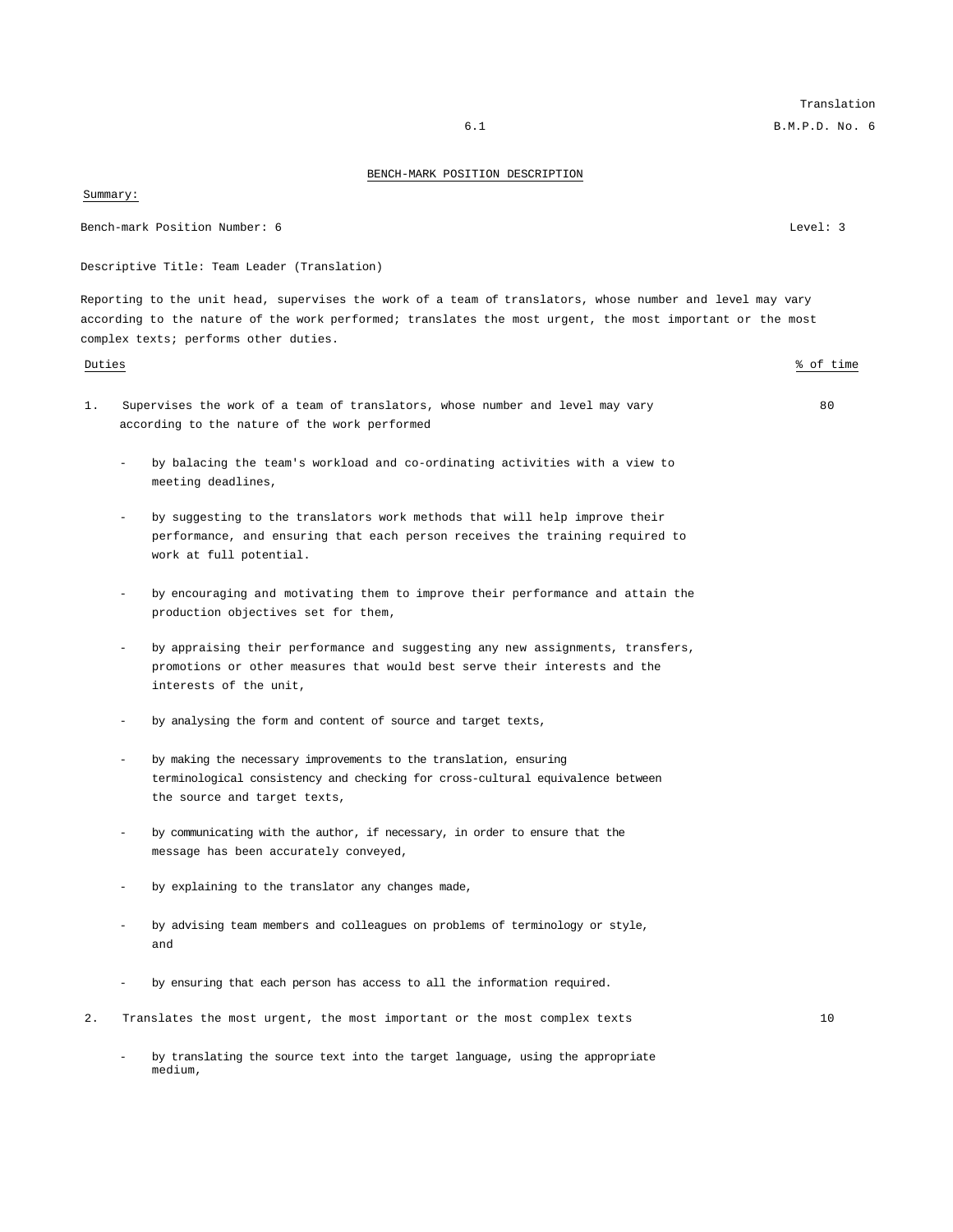BENCH-MARK POSITION DESCRIPTION

Summary:

Bench-mark Position Number: 6 Level: 3

Descriptive Title: Team Leader (Translation)

Reporting to the unit head, supervises the work of a team of translators, whose number and level may vary according to the nature of the work performed; translates the most urgent, the most important or the most complex texts; performs other duties.

| Duties | % of time |
|---|---|
| 1. Supervises the work of a team of translators, whose number and level may vary according to the nature of the work performed | 80 |

- by balacing the team's workload and co-ordinating activities with a view to meeting deadlines,
- by suggesting to the translators work methods that will help improve their performance, and ensuring that each person receives the training required to work at full potential.
- by encouraging and motivating them to improve their performance and attain the production objectives set for them,
- by appraising their performance and suggesting any new assignments, transfers, promotions or other measures that would best serve their interests and the interests of the unit,
- by analysing the form and content of source and target texts,
- by making the necessary improvements to the translation, ensuring terminological consistency and checking for cross-cultural equivalence between the source and target texts,
- by communicating with the author, if necessary, in order to ensure that the message has been accurately conveyed,
- by explaining to the translator any changes made,
- by advising team members and colleagues on problems of terminology or style, and
- by ensuring that each person has access to all the information required.

| | |
|---|---|
| 2. Translates the most urgent, the most important or the most complex texts | 10 |

- by translating the source text into the target language, using the appropriate medium,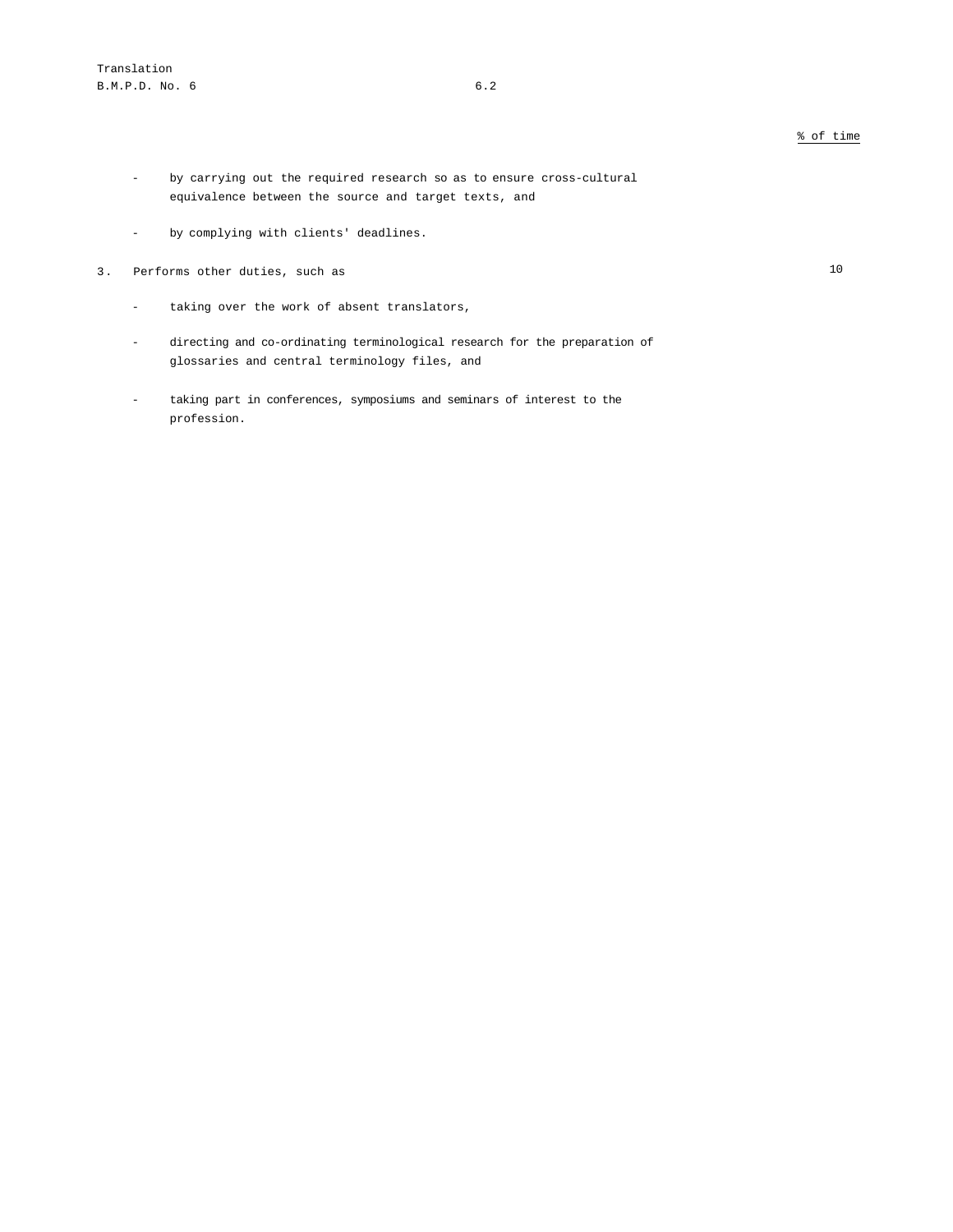% of time

- by carrying out the required research so as to ensure cross-cultural equivalence between the source and target texts, and

- by complying with clients' deadlines.

3. Performs other duties, such as — 10

- taking over the work of absent translators,

- directing and co-ordinating terminological research for the preparation of glossaries and central terminology files, and

- taking part in conferences, symposiums and seminars of interest to the profession.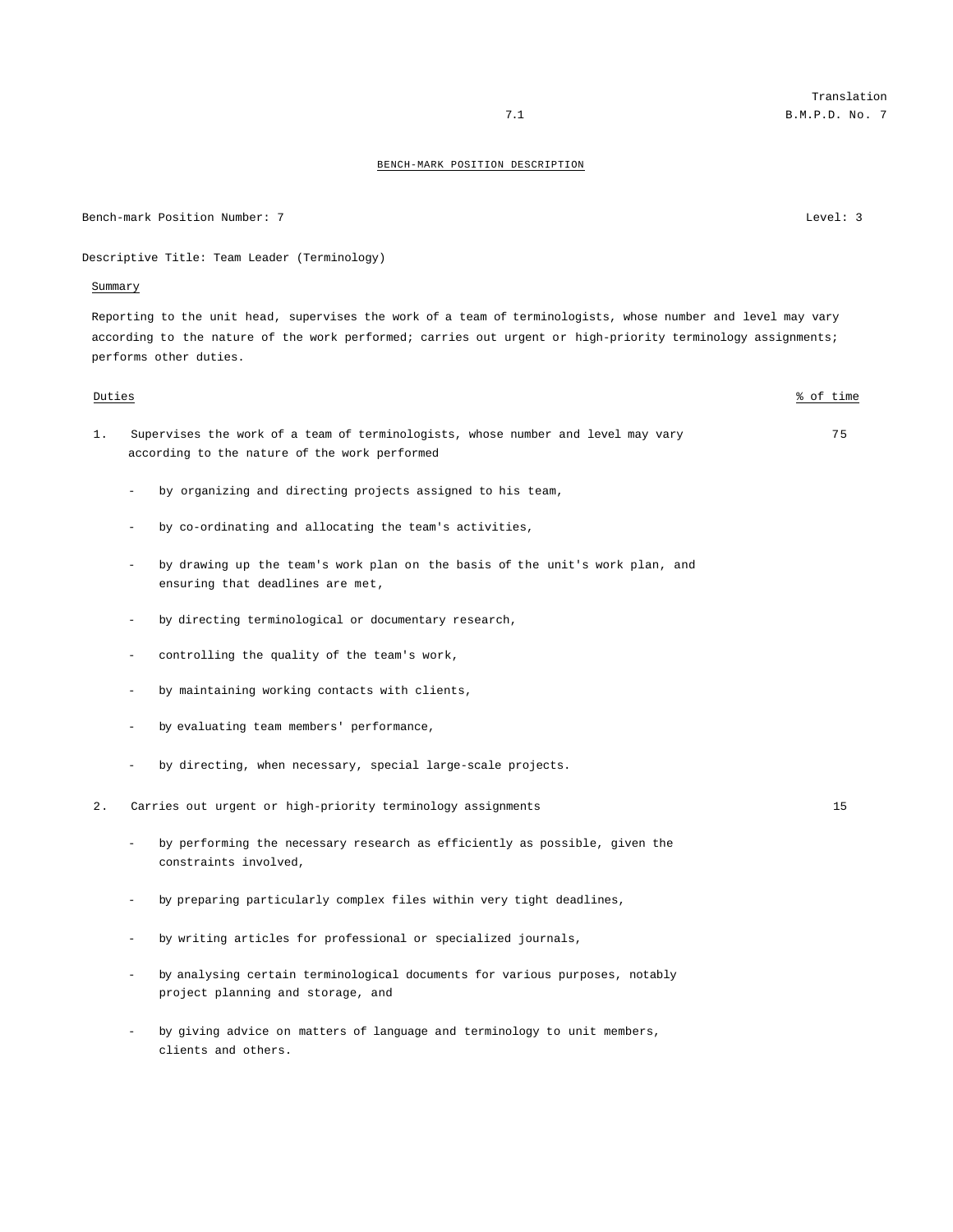## BENCH-MARK POSITION DESCRIPTION

Bench-mark Position Number: 7 Level: 3

Descriptive Title: Team Leader (Terminology)

**Summary**

Reporting to the unit head, supervises the work of a team of terminologists, whose number and level may vary according to the nature of the work performed; carries out urgent or high-priority terminology assignments; performs other duties.

| Duties | % of time |
|---|---|
| 1. Supervises the work of a team of terminologists, whose number and level may vary according to the nature of the work performed | 75 |

- by organizing and directing projects assigned to his team,
- by co-ordinating and allocating the team's activities,
- by drawing up the team's work plan on the basis of the unit's work plan, and ensuring that deadlines are met,
- by directing terminological or documentary research,
- controlling the quality of the team's work,
- by maintaining working contacts with clients,
- by evaluating team members' performance,
- by directing, when necessary, special large-scale projects.

| | |
|---|---|
| 2. Carries out urgent or high-priority terminology assignments | 15 |

- by performing the necessary research as efficiently as possible, given the constraints involved,
- by preparing particularly complex files within very tight deadlines,
- by writing articles for professional or specialized journals,
- by analysing certain terminological documents for various purposes, notably project planning and storage, and
- by giving advice on matters of language and terminology to unit members, clients and others.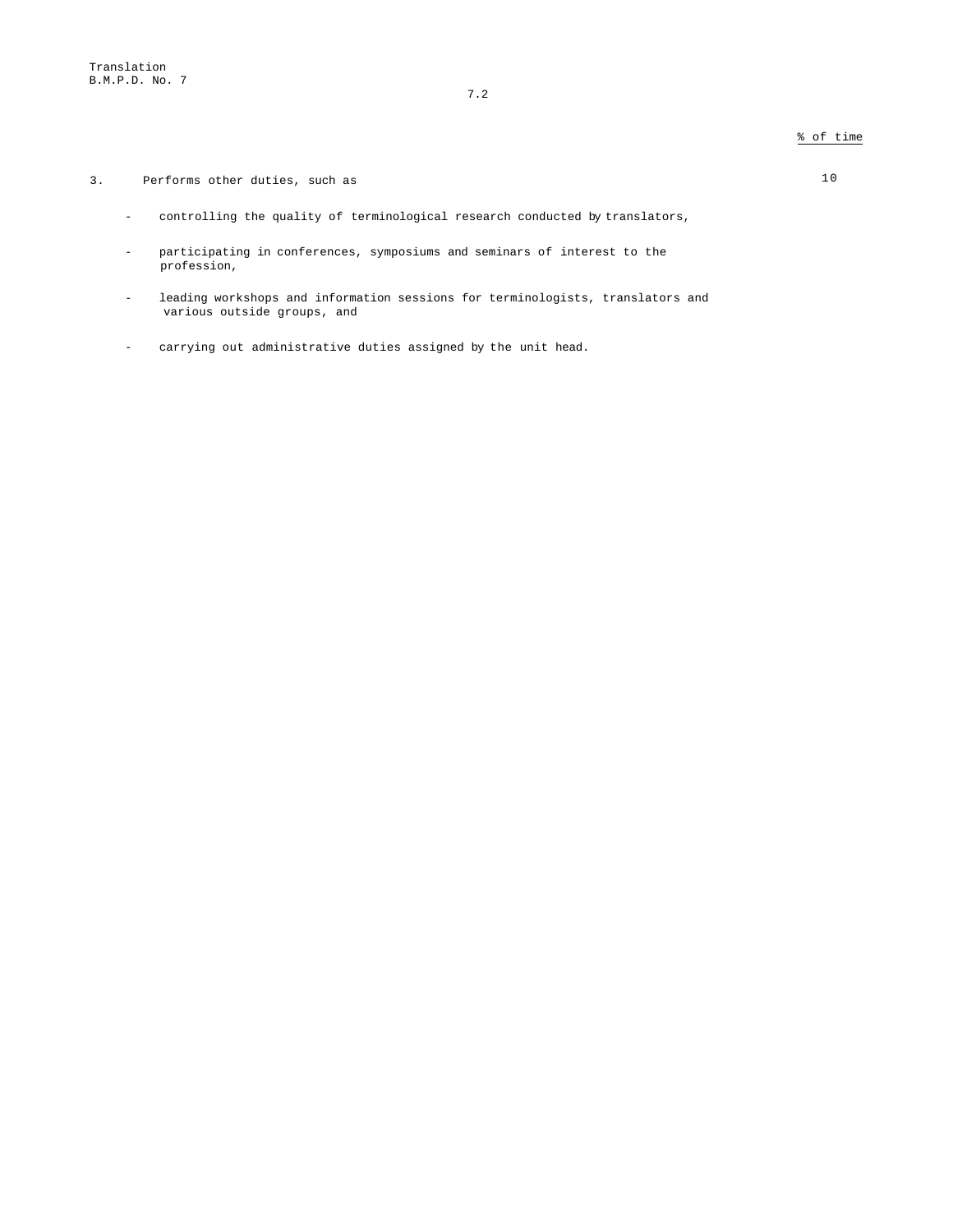% of time

3. Performs other duties, such as — 10

- controlling the quality of terminological research conducted by translators,

- participating in conferences, symposiums and seminars of interest to the profession,

- leading workshops and information sessions for terminologists, translators and various outside groups, and

- carrying out administrative duties assigned by the unit head.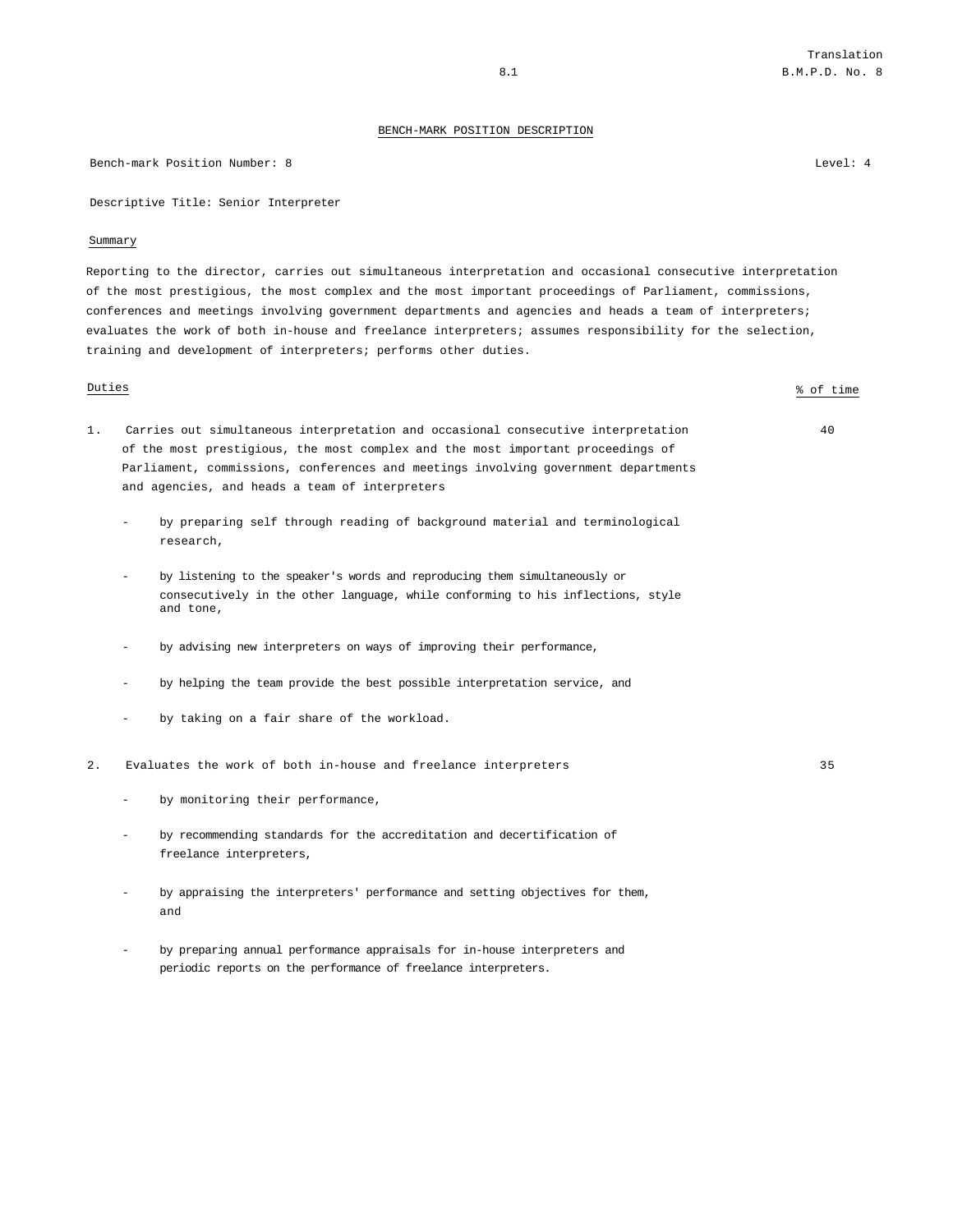## BENCH-MARK POSITION DESCRIPTION

Bench-mark Position Number: 8 Level: 4

Descriptive Title: Senior Interpreter

### Summary

Reporting to the director, carries out simultaneous interpretation and occasional consecutive interpretation of the most prestigious, the most complex and the most important proceedings of Parliament, commissions, conferences and meetings involving government departments and agencies and heads a team of interpreters; evaluates the work of both in-house and freelance interpreters; assumes responsibility for the selection, training and development of interpreters; performs other duties.

| Duties | % of time |
|---|---|
| 1. Carries out simultaneous interpretation and occasional consecutive interpretation of the most prestigious, the most complex and the most important proceedings of Parliament, commissions, conferences and meetings involving government departments and agencies, and heads a team of interpreters | 40 |
| - by preparing self through reading of background material and terminological research, | |
| - by listening to the speaker's words and reproducing them simultaneously or consecutively in the other language, while conforming to his inflections, style and tone, | |
| - by advising new interpreters on ways of improving their performance, | |
| - by helping the team provide the best possible interpretation service, and | |
| - by taking on a fair share of the workload. | |
| 2. Evaluates the work of both in-house and freelance interpreters | 35 |
| - by monitoring their performance, | |
| - by recommending standards for the accreditation and decertification of freelance interpreters, | |
| - by appraising the interpreters' performance and setting objectives for them, and | |
| - by preparing annual performance appraisals for in-house interpreters and periodic reports on the performance of freelance interpreters. | |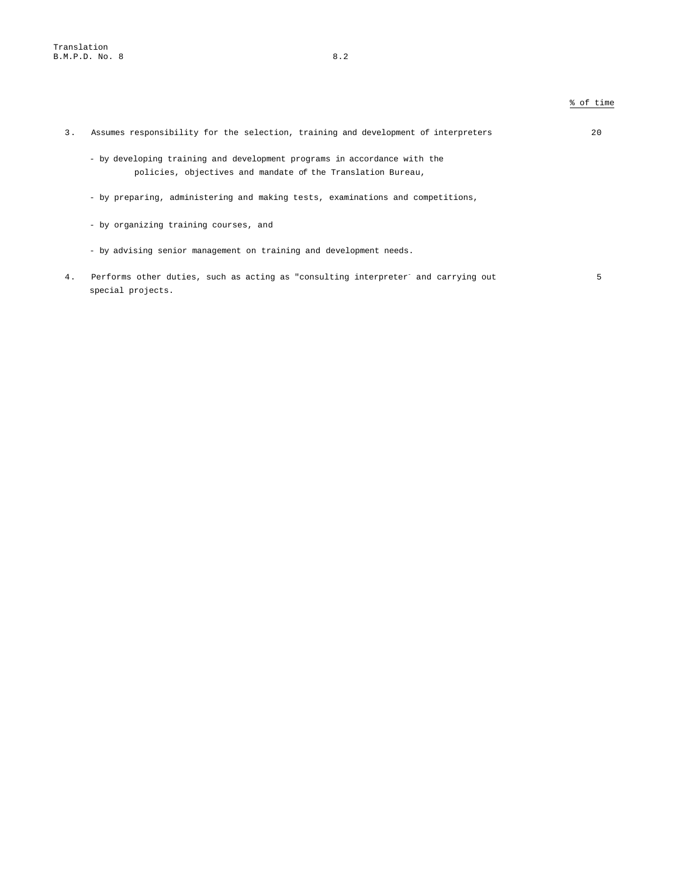% of time

3. Assumes responsibility for the selection, training and development of interpreters — 20

   - by developing training and development programs in accordance with the policies, objectives and mandate of the Translation Bureau,

   - by preparing, administering and making tests, examinations and competitions,

   - by organizing training courses, and

   - by advising senior management on training and development needs.

4. Performs other duties, such as acting as "consulting interpreter" and carrying out special projects. — 5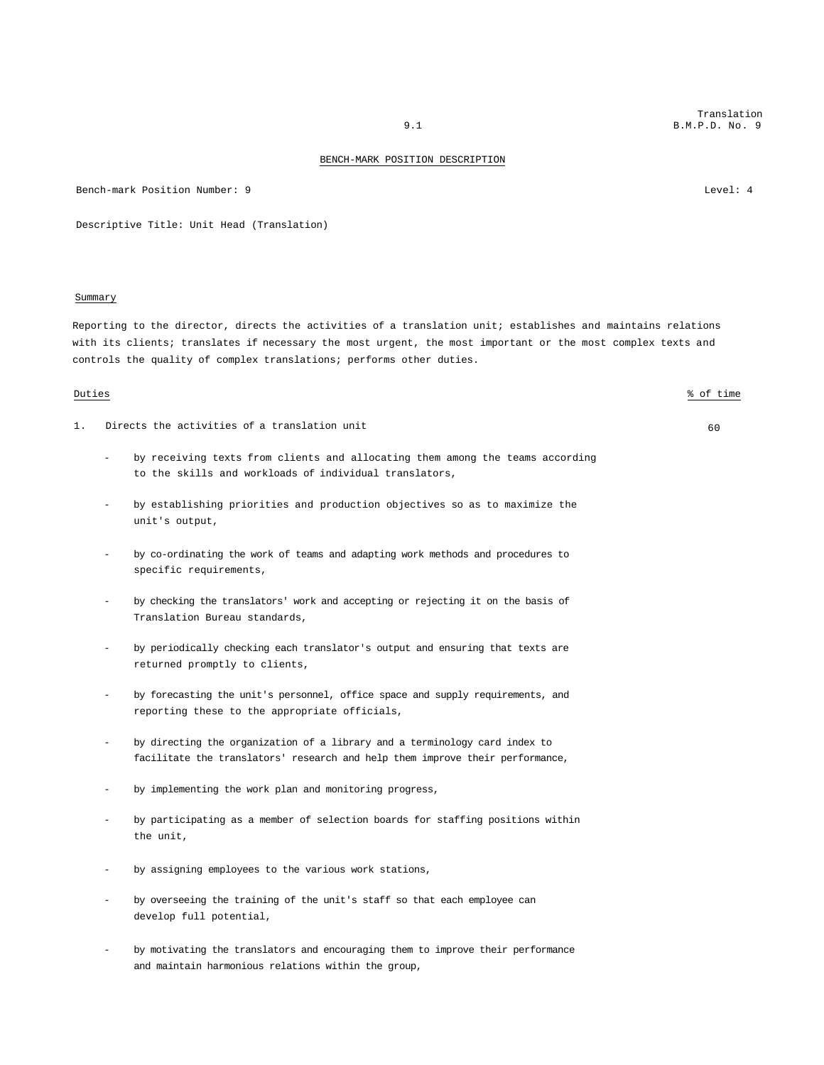## BENCH-MARK POSITION DESCRIPTION

Bench-mark Position Number: 9 Level: 4

Descriptive Title: Unit Head (Translation)

### Summary

Reporting to the director, directs the activities of a translation unit; establishes and maintains relations with its clients; translates if necessary the most urgent, the most important or the most complex texts and controls the quality of complex translations; performs other duties.

| Duties | % of time |
|---|---|
| 1. Directs the activities of a translation unit | 60 |

- by receiving texts from clients and allocating them among the teams according to the skills and workloads of individual translators,
- by establishing priorities and production objectives so as to maximize the unit's output,
- by co-ordinating the work of teams and adapting work methods and procedures to specific requirements,
- by checking the translators' work and accepting or rejecting it on the basis of Translation Bureau standards,
- by periodically checking each translator's output and ensuring that texts are returned promptly to clients,
- by forecasting the unit's personnel, office space and supply requirements, and reporting these to the appropriate officials,
- by directing the organization of a library and a terminology card index to facilitate the translators' research and help them improve their performance,
- by implementing the work plan and monitoring progress,
- by participating as a member of selection boards for staffing positions within the unit,
- by assigning employees to the various work stations,
- by overseeing the training of the unit's staff so that each employee can develop full potential,
- by motivating the translators and encouraging them to improve their performance and maintain harmonious relations within the group,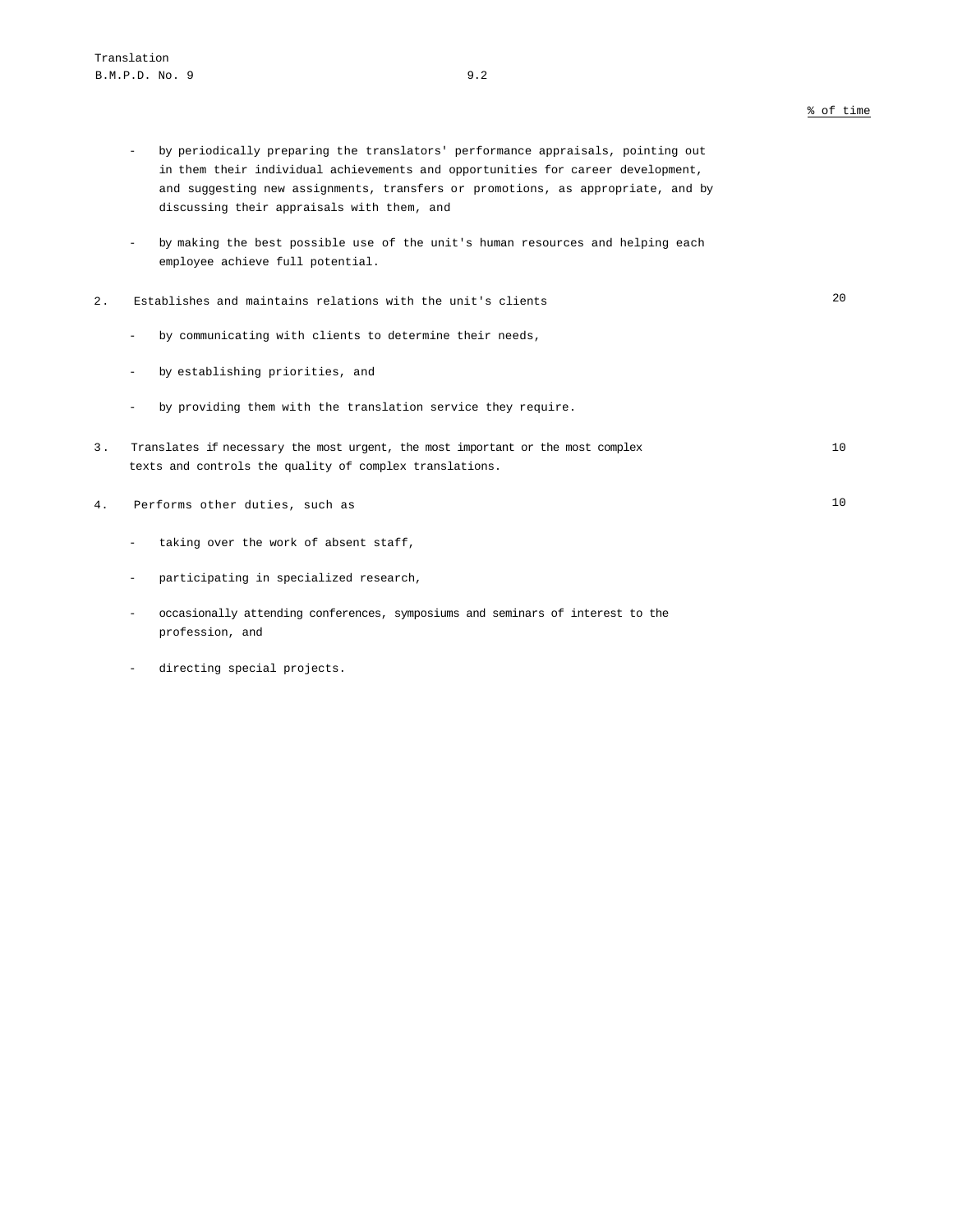% of time

- by periodically preparing the translators' performance appraisals, pointing out in them their individual achievements and opportunities for career development, and suggesting new assignments, transfers or promotions, as appropriate, and by discussing their appraisals with them, and

- by making the best possible use of the unit's human resources and helping each employee achieve full potential.

2. Establishes and maintains relations with the unit's clients — 20

- by communicating with clients to determine their needs,

- by establishing priorities, and

- by providing them with the translation service they require.

3. Translates if necessary the most urgent, the most important or the most complex texts and controls the quality of complex translations. — 10

4. Performs other duties, such as — 10

- taking over the work of absent staff,

- participating in specialized research,

- occasionally attending conferences, symposiums and seminars of interest to the profession, and

- directing special projects.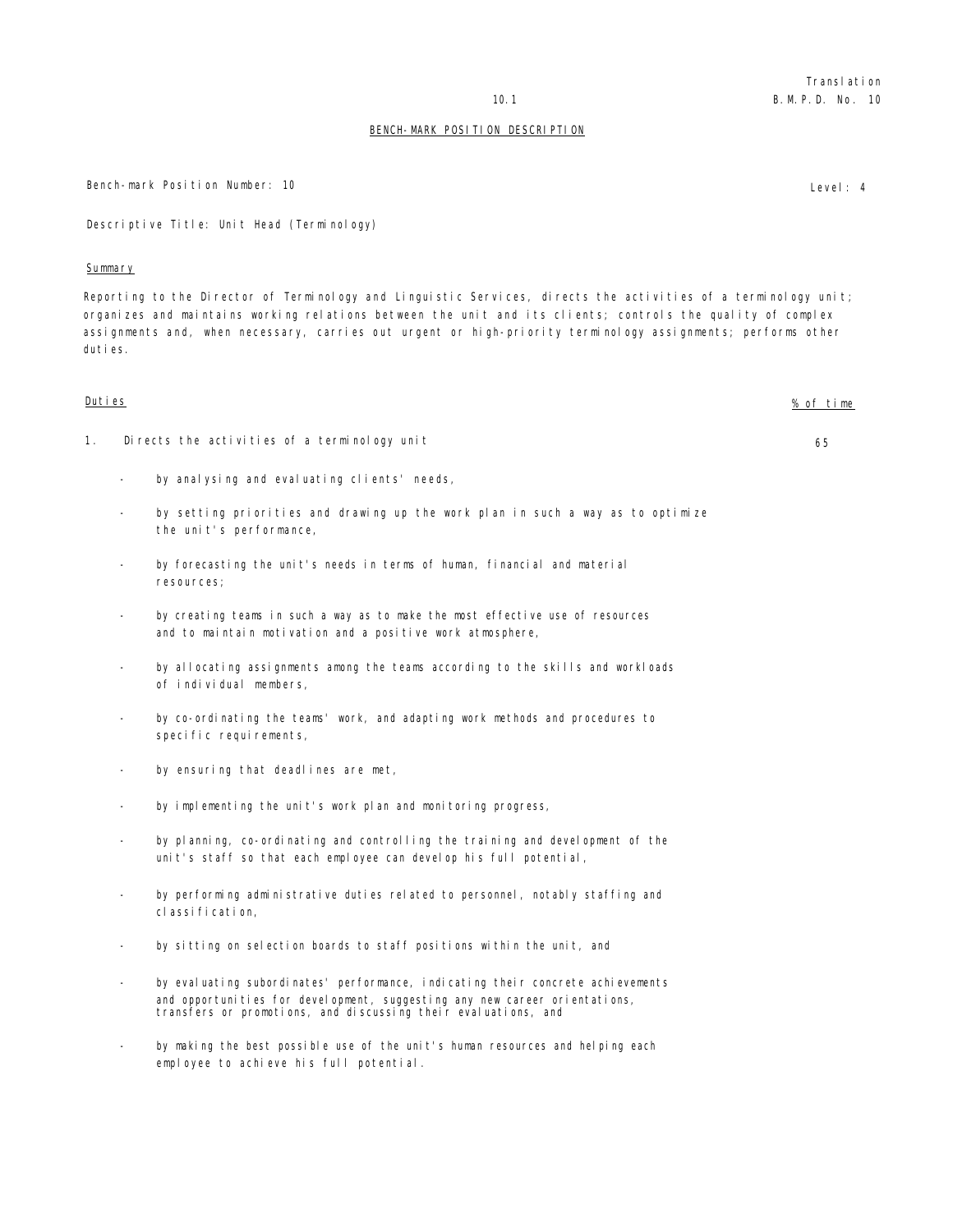Translation
B.M.P.D. No. 10

BENCH-MARK POSITION DESCRIPTION

Bench-mark Position Number: 10

Level: 4

Descriptive Title: Unit Head (Terminology)

Summary

Reporting to the Director of Terminology and Linguistic Services, directs the activities of a terminology unit; organizes and maintains working relations between the unit and its clients; controls the quality of complex assignments and, when necessary, carries out urgent or high-priority terminology assignments; performs other duties.

| Duties | % of time |
|---|---|
| 1. Directs the activities of a terminology unit | 65 |

- by analysing and evaluating clients' needs,
- by setting priorities and drawing up the work plan in such a way as to optimize the unit's performance,
- by forecasting the unit's needs in terms of human, financial and material resources;
- by creating teams in such a way as to make the most effective use of resources and to maintain motivation and a positive work atmosphere,
- by allocating assignments among the teams according to the skills and workloads of individual members,
- by co-ordinating the teams' work, and adapting work methods and procedures to specific requirements,
- by ensuring that deadlines are met,
- by implementing the unit's work plan and monitoring progress,
- by planning, co-ordinating and controlling the training and development of the unit's staff so that each employee can develop his full potential,
- by performing administrative duties related to personnel, notably staffing and classification,
- by sitting on selection boards to staff positions within the unit, and
- by evaluating subordinates' performance, indicating their concrete achievements and opportunities for development, suggesting any new career orientations, transfers or promotions, and discussing their evaluations, and
- by making the best possible use of the unit's human resources and helping each employee to achieve his full potential.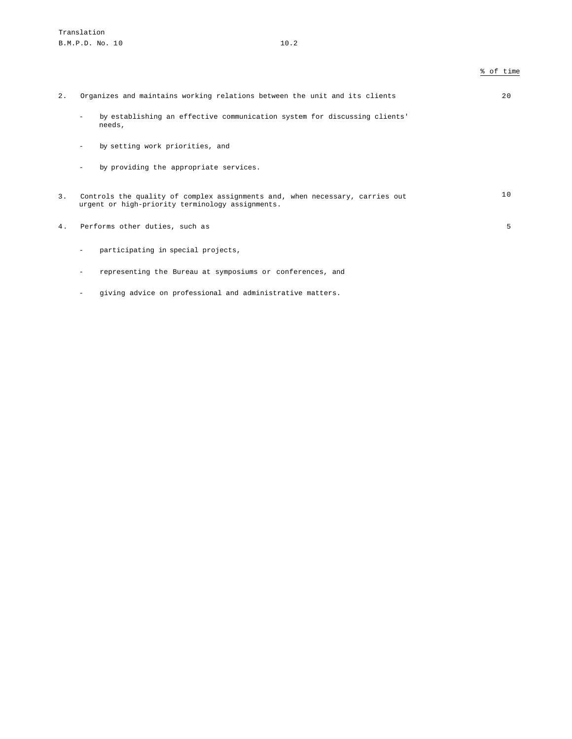| | % of time |
|---|---|
| 2. Organizes and maintains working relations between the unit and its clients<br><br>- by establishing an effective communication system for discussing clients' needs,<br>- by setting work priorities, and<br>- by providing the appropriate services. | 20 |
| 3. Controls the quality of complex assignments and, when necessary, carries out urgent or high-priority terminology assignments. | 10 |
| 4. Performs other duties, such as<br><br>- participating in special projects,<br>- representing the Bureau at symposiums or conferences, and<br>- giving advice on professional and administrative matters. | 5 |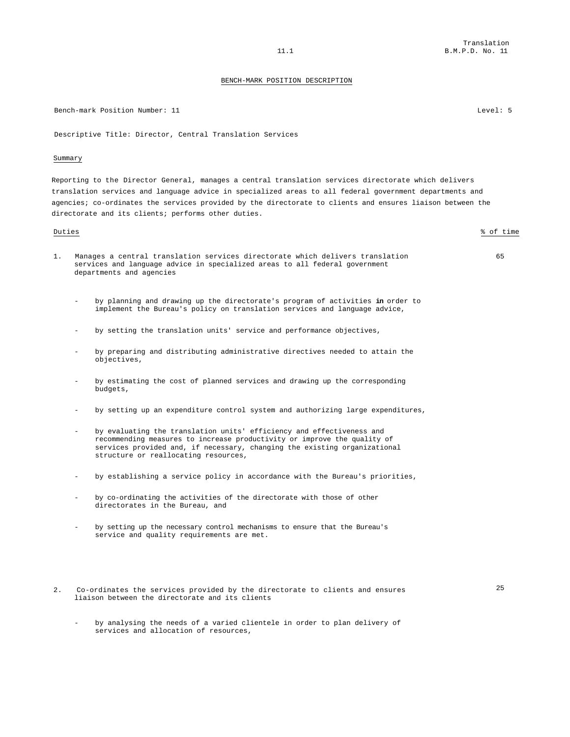## BENCH-MARK POSITION DESCRIPTION

Bench-mark Position Number: 11 Level: 5

Descriptive Title: Director, Central Translation Services

### Summary

Reporting to the Director General, manages a central translation services directorate which delivers translation services and language advice in specialized areas to all federal government departments and agencies; co-ordinates the services provided by the directorate to clients and ensures liaison between the directorate and its clients; performs other duties.

| Duties | % of time |
|---|---|
| 1. Manages a central translation services directorate which delivers translation services and language advice in specialized areas to all federal government departments and agencies | 65 |

- by planning and drawing up the directorate's program of activities **in** order to implement the Bureau's policy on translation services and language advice,
- by setting the translation units' service and performance objectives,
- by preparing and distributing administrative directives needed to attain the objectives,
- by estimating the cost of planned services and drawing up the corresponding budgets,
- by setting up an expenditure control system and authorizing large expenditures,
- by evaluating the translation units' efficiency and effectiveness and recommending measures to increase productivity or improve the quality of services provided and, if necessary, changing the existing organizational structure or reallocating resources,
- by establishing a service policy in accordance with the Bureau's priorities,
- by co-ordinating the activities of the directorate with those of other directorates in the Bureau, and
- by setting up the necessary control mechanisms to ensure that the Bureau's service and quality requirements are met.

| Duties | % of time |
|---|---|
| 2. Co-ordinates the services provided by the directorate to clients and ensures liaison between the directorate and its clients | 25 |

- by analysing the needs of a varied clientele in order to plan delivery of services and allocation of resources,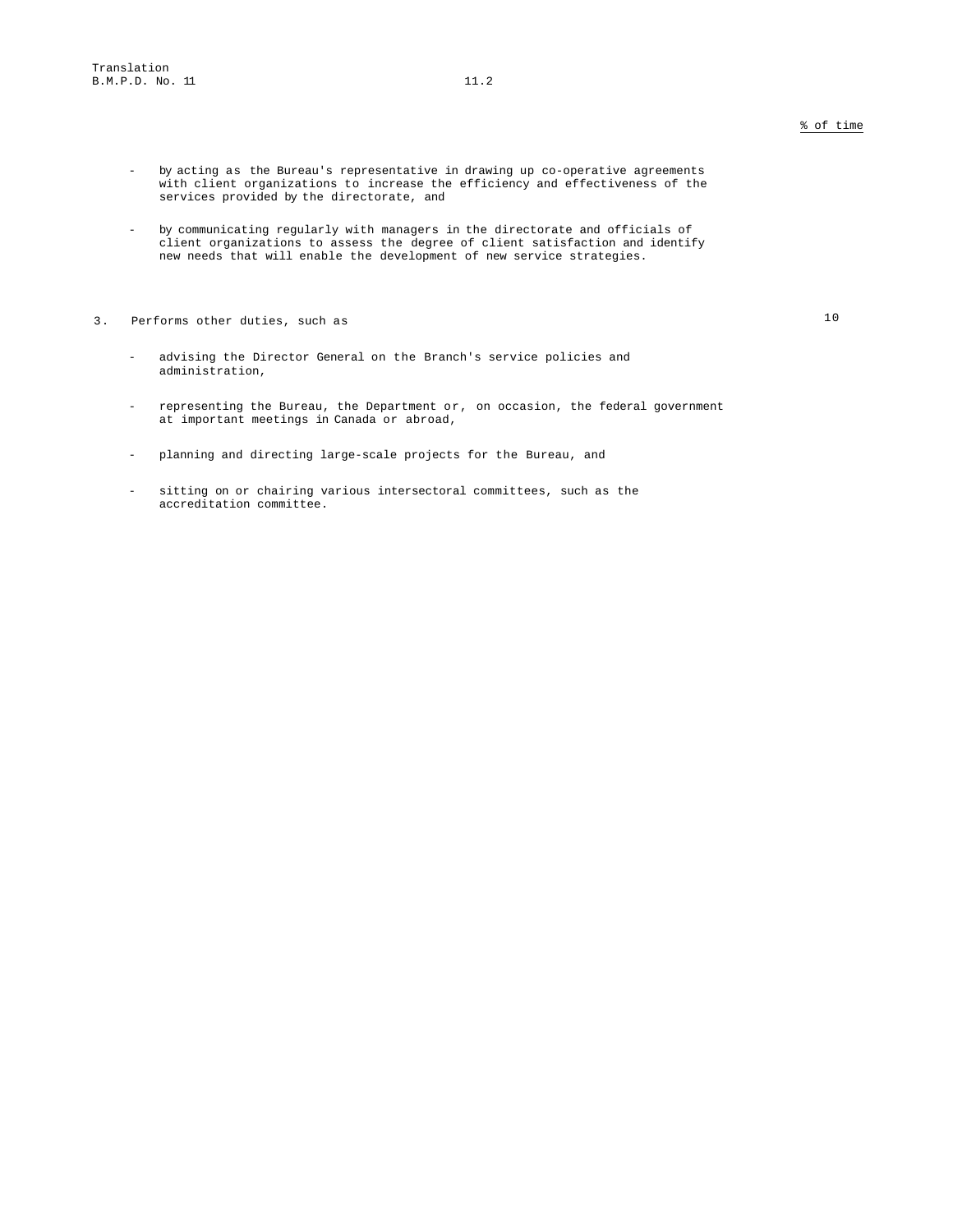% of time

- by acting as the Bureau's representative in drawing up co-operative agreements with client organizations to increase the efficiency and effectiveness of the services provided by the directorate, and

- by communicating regularly with managers in the directorate and officials of client organizations to assess the degree of client satisfaction and identify new needs that will enable the development of new service strategies.

3. Performs other duties, such as — 10

- advising the Director General on the Branch's service policies and administration,

- representing the Bureau, the Department or, on occasion, the federal government at important meetings in Canada or abroad,

- planning and directing large-scale projects for the Bureau, and

- sitting on or chairing various intersectoral committees, such as the accreditation committee.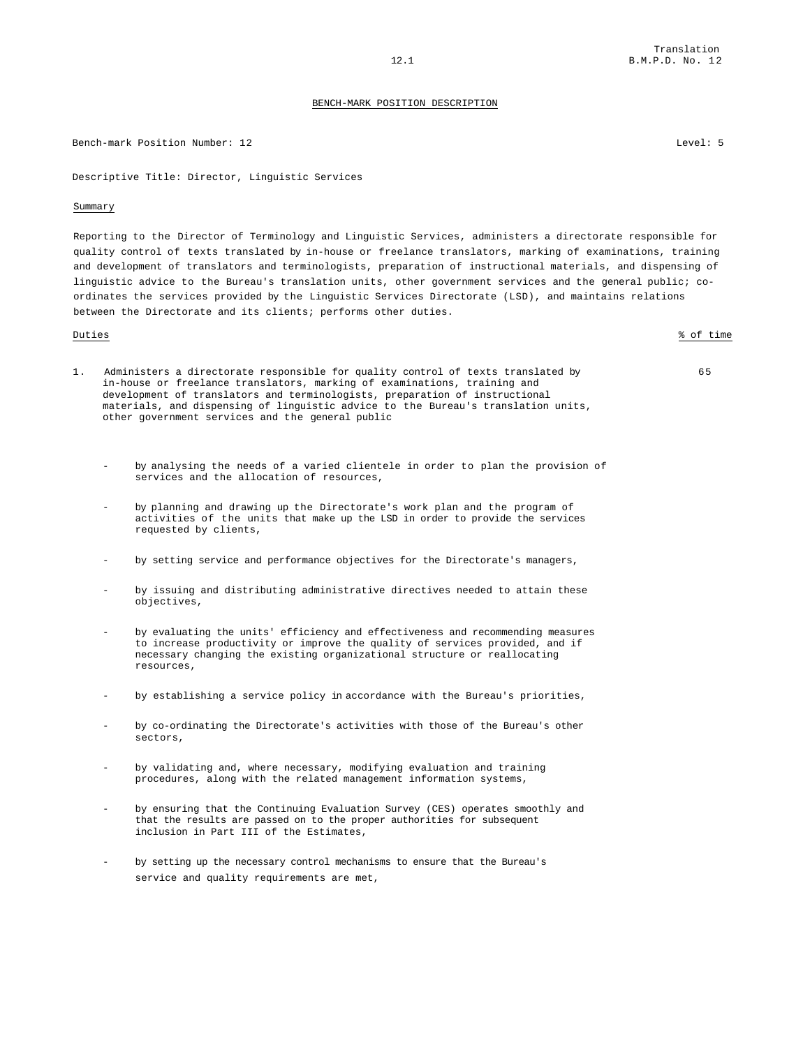BENCH-MARK POSITION DESCRIPTION

Bench-mark Position Number: 12 Level: 5

Descriptive Title: Director, Linguistic Services

Summary

Reporting to the Director of Terminology and Linguistic Services, administers a directorate responsible for quality control of texts translated by in-house or freelance translators, marking of examinations, training and development of translators and terminologists, preparation of instructional materials, and dispensing of linguistic advice to the Bureau's translation units, other government services and the general public; co-ordinates the services provided by the Linguistic Services Directorate (LSD), and maintains relations between the Directorate and its clients; performs other duties.

| Duties | % of time |
|---|---|
| 1. Administers a directorate responsible for quality control of texts translated by in-house or freelance translators, marking of examinations, training and development of translators and terminologists, preparation of instructional materials, and dispensing of linguistic advice to the Bureau's translation units, other government services and the general public | 65 |

- by analysing the needs of a varied clientele in order to plan the provision of services and the allocation of resources,
- by planning and drawing up the Directorate's work plan and the program of activities of the units that make up the LSD in order to provide the services requested by clients,
- by setting service and performance objectives for the Directorate's managers,
- by issuing and distributing administrative directives needed to attain these objectives,
- by evaluating the units' efficiency and effectiveness and recommending measures to increase productivity or improve the quality of services provided, and if necessary changing the existing organizational structure or reallocating resources,
- by establishing a service policy in accordance with the Bureau's priorities,
- by co-ordinating the Directorate's activities with those of the Bureau's other sectors,
- by validating and, where necessary, modifying evaluation and training procedures, along with the related management information systems,
- by ensuring that the Continuing Evaluation Survey (CES) operates smoothly and that the results are passed on to the proper authorities for subsequent inclusion in Part III of the Estimates,
- by setting up the necessary control mechanisms to ensure that the Bureau's service and quality requirements are met,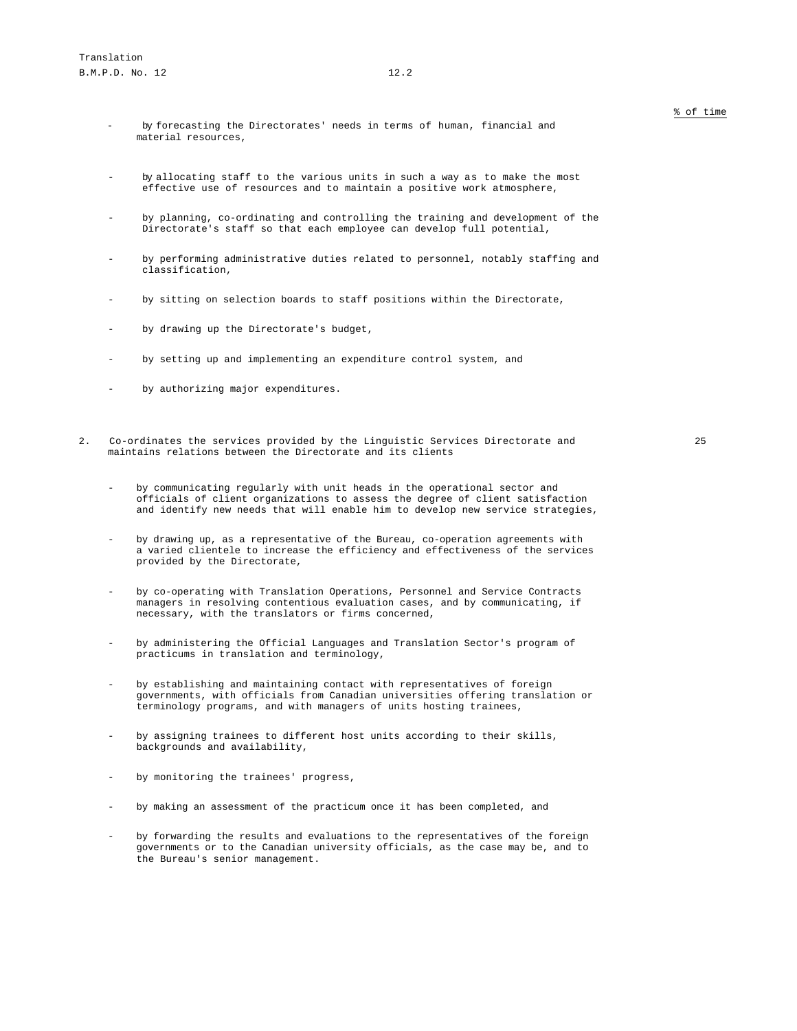% of time

- by forecasting the Directorates' needs in terms of human, financial and material resources,
- by allocating staff to the various units in such a way as to make the most effective use of resources and to maintain a positive work atmosphere,
- by planning, co-ordinating and controlling the training and development of the Directorate's staff so that each employee can develop full potential,
- by performing administrative duties related to personnel, notably staffing and classification,
- by sitting on selection boards to staff positions within the Directorate,
- by drawing up the Directorate's budget,
- by setting up and implementing an expenditure control system, and
- by authorizing major expenditures.

2. Co-ordinates the services provided by the Linguistic Services Directorate and maintains relations between the Directorate and its clients — 25

- by communicating regularly with unit heads in the operational sector and officials of client organizations to assess the degree of client satisfaction and identify new needs that will enable him to develop new service strategies,
- by drawing up, as a representative of the Bureau, co-operation agreements with a varied clientele to increase the efficiency and effectiveness of the services provided by the Directorate,
- by co-operating with Translation Operations, Personnel and Service Contracts managers in resolving contentious evaluation cases, and by communicating, if necessary, with the translators or firms concerned,
- by administering the Official Languages and Translation Sector's program of practicums in translation and terminology,
- by establishing and maintaining contact with representatives of foreign governments, with officials from Canadian universities offering translation or terminology programs, and with managers of units hosting trainees,
- by assigning trainees to different host units according to their skills, backgrounds and availability,
- by monitoring the trainees' progress,
- by making an assessment of the practicum once it has been completed, and
- by forwarding the results and evaluations to the representatives of the foreign governments or to the Canadian university officials, as the case may be, and to the Bureau's senior management.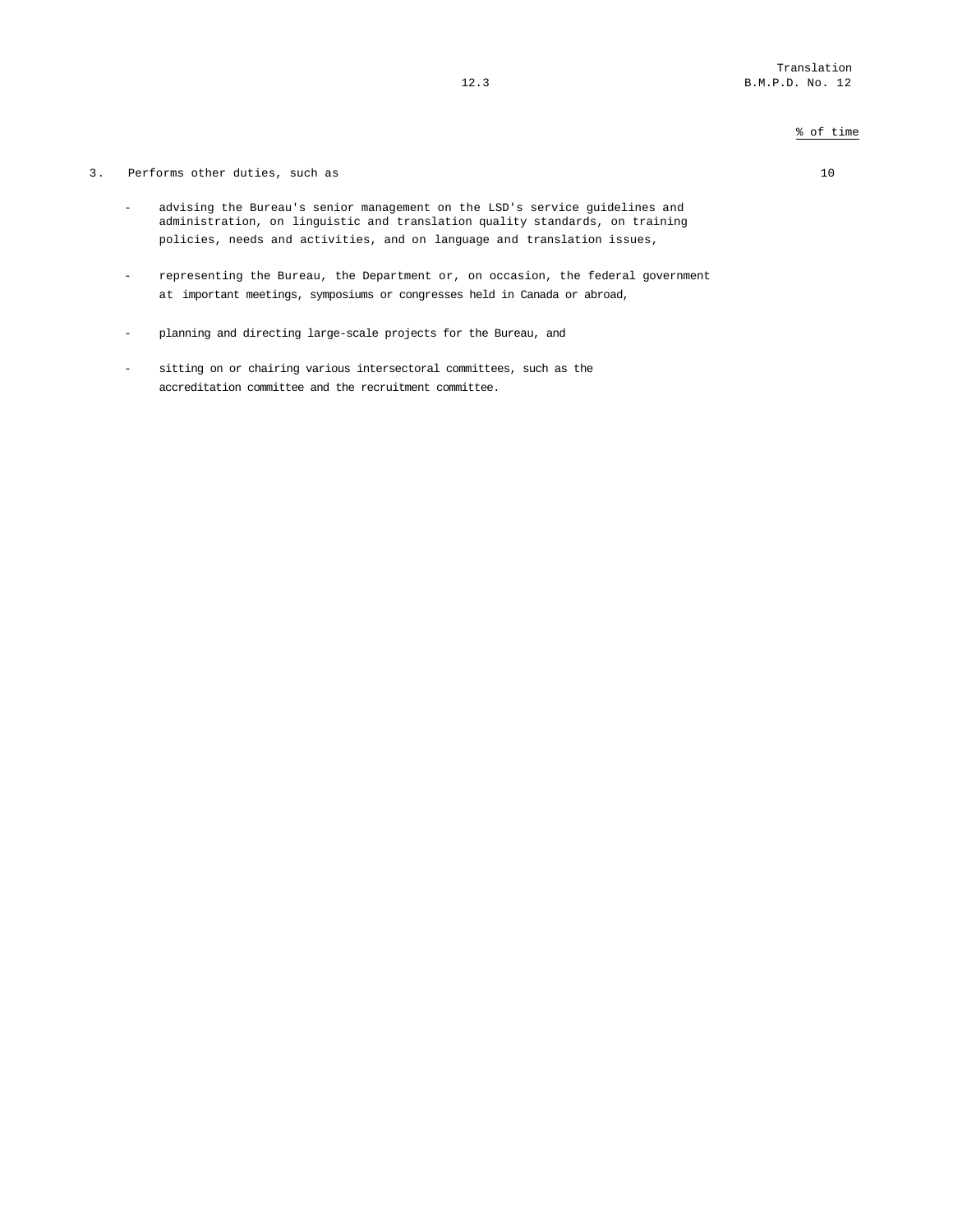% of time

3. Performs other duties, such as 10

- advising the Bureau's senior management on the LSD's service guidelines and administration, on linguistic and translation quality standards, on training policies, needs and activities, and on language and translation issues,

- representing the Bureau, the Department or, on occasion, the federal government at important meetings, symposiums or congresses held in Canada or abroad,

- planning and directing large-scale projects for the Bureau, and

- sitting on or chairing various intersectoral committees, such as the accreditation committee and the recruitment committee.